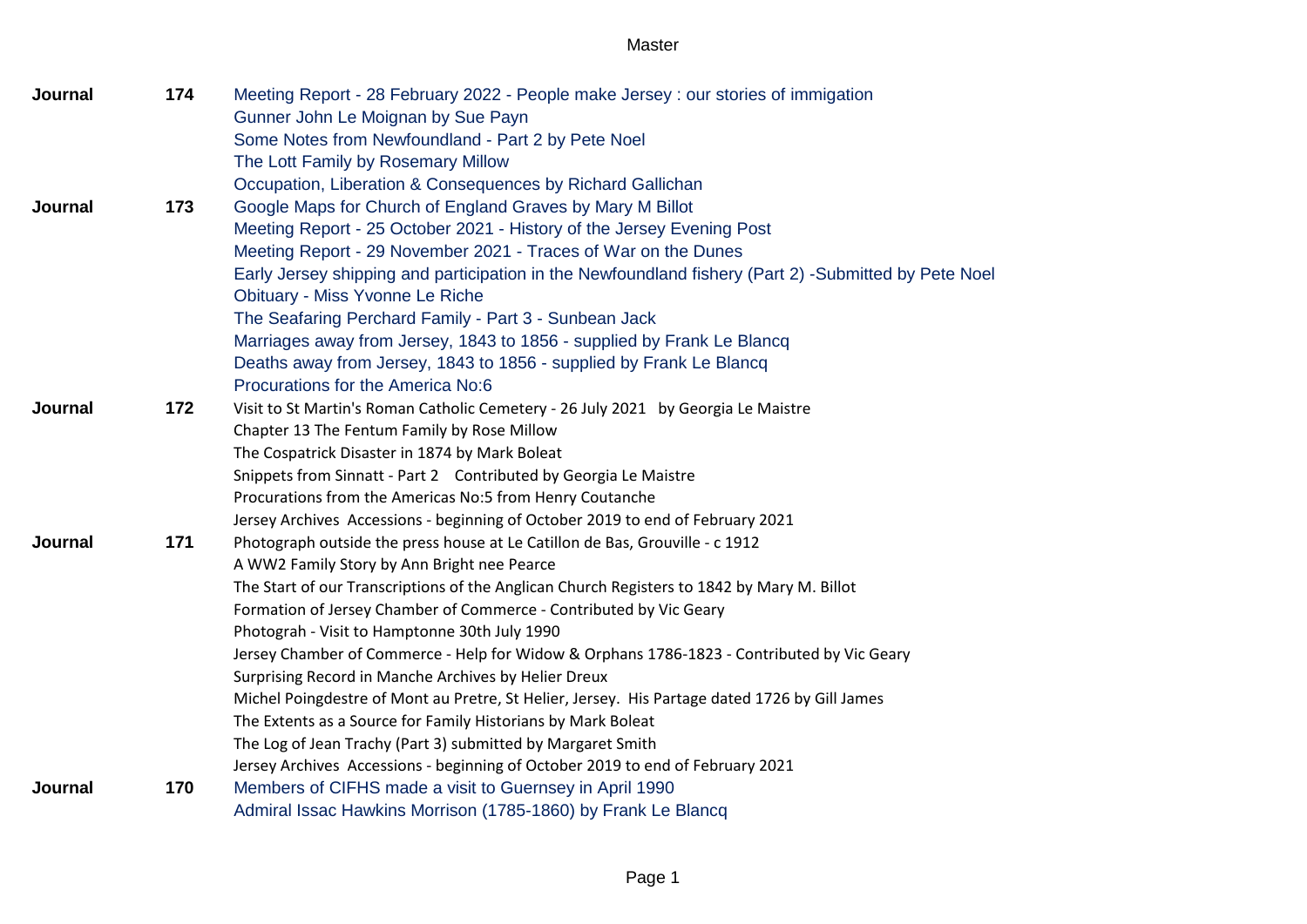| | | |
|---|---|---|
| **Journal** | **174** | Meeting Report - 28 February 2022 - People make Jersey : our stories of immigation |
| | | Gunner John Le Moignan by Sue Payn |
| | | Some Notes from Newfoundland - Part 2 by Pete Noel |
| | | The Lott Family by Rosemary Millow |
| | | Occupation, Liberation & Consequences by Richard Gallichan |
| **Journal** | **173** | Google Maps for Church of England Graves by Mary M Billot |
| | | Meeting Report - 25 October 2021 - History of the Jersey Evening Post |
| | | Meeting Report - 29 November 2021 - Traces of War on the Dunes |
| | | Early Jersey shipping and participation in the Newfoundland fishery (Part 2) -Submitted by Pete Noel |
| | | Obituary - Miss Yvonne Le Riche |
| | | The Seafaring Perchard Family - Part 3 - Sunbean Jack |
| | | Marriages away from Jersey, 1843 to 1856 - supplied by Frank Le Blancq |
| | | Deaths away from Jersey, 1843 to 1856 - supplied by Frank Le Blancq |
| | | Procurations for the America No:6 |
| **Journal** | **172** | Visit to St Martin's Roman Catholic Cemetery - 26 July 2021 by Georgia Le Maistre |
| | | Chapter 13 The Fentum Family by Rose Millow |
| | | The Cospatrick Disaster in 1874 by Mark Boleat |
| | | Snippets from Sinnatt - Part 2 Contributed by Georgia Le Maistre |
| | | Procurations from the Americas No:5 from Henry Coutanche |
| | | Jersey Archives Accessions - beginning of October 2019 to end of February 2021 |
| **Journal** | **171** | Photograph outside the press house at Le Catillon de Bas, Grouville - c 1912 |
| | | A WW2 Family Story by Ann Bright nee Pearce |
| | | The Start of our Transcriptions of the Anglican Church Registers to 1842 by Mary M. Billot |
| | | Formation of Jersey Chamber of Commerce - Contributed by Vic Geary |
| | | Photograh - Visit to Hamptonne 30th July 1990 |
| | | Jersey Chamber of Commerce - Help for Widow & Orphans 1786-1823 - Contributed by Vic Geary |
| | | Surprising Record in Manche Archives by Helier Dreux |
| | | Michel Poingdestre of Mont au Pretre, St Helier, Jersey. His Partage dated 1726 by Gill James |
| | | The Extents as a Source for Family Historians by Mark Boleat |
| | | The Log of Jean Trachy (Part 3) submitted by Margaret Smith |
| | | Jersey Archives Accessions - beginning of October 2019 to end of February 2021 |
| **Journal** | **170** | Members of CIFHS made a visit to Guernsey in April 1990 |
| | | Admiral Issac Hawkins Morrison (1785-1860) by Frank Le Blancq |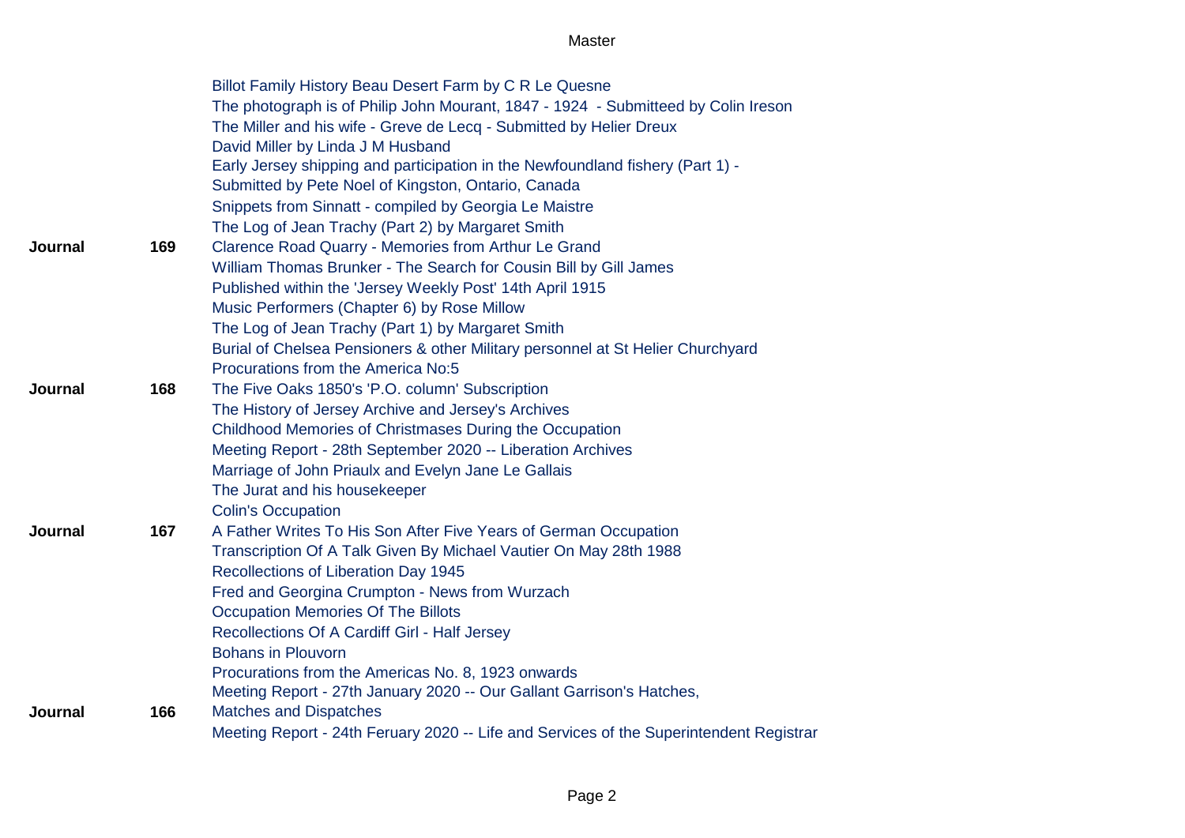| | | |
|---|---|---|
| | | Billot Family History Beau Desert Farm by C R Le Quesne |
| | | The photograph is of Philip John Mourant, 1847 - 1924 - Submitteed by Colin Ireson |
| | | The Miller and his wife - Greve de Lecq - Submitted by Helier Dreux |
| | | David Miller by Linda J M Husband |
| | | Early Jersey shipping and participation in the Newfoundland fishery (Part 1) - |
| | | Submitted by Pete Noel of Kingston, Ontario, Canada |
| | | Snippets from Sinnatt - compiled by Georgia Le Maistre |
| | | The Log of Jean Trachy (Part 2) by Margaret Smith |
| **Journal** | **169** | Clarence Road Quarry - Memories from Arthur Le Grand |
| | | William Thomas Brunker - The Search for Cousin Bill by Gill James |
| | | Published within the 'Jersey Weekly Post' 14th April 1915 |
| | | Music Performers (Chapter 6) by Rose Millow |
| | | The Log of Jean Trachy (Part 1) by Margaret Smith |
| | | Burial of Chelsea Pensioners & other Military personnel at St Helier Churchyard |
| | | Procurations from the America No:5 |
| **Journal** | **168** | The Five Oaks 1850's 'P.O. column' Subscription |
| | | The History of Jersey Archive and Jersey's Archives |
| | | Childhood Memories of Christmases During the Occupation |
| | | Meeting Report - 28th September 2020 -- Liberation Archives |
| | | Marriage of John Priaulx and Evelyn Jane Le Gallais |
| | | The Jurat and his housekeeper |
| | | Colin's Occupation |
| **Journal** | **167** | A Father Writes To His Son After Five Years of German Occupation |
| | | Transcription Of A Talk Given By Michael Vautier On May 28th 1988 |
| | | Recollections of Liberation Day 1945 |
| | | Fred and Georgina Crumpton - News from Wurzach |
| | | Occupation Memories Of The Billots |
| | | Recollections Of A Cardiff Girl - Half Jersey |
| | | Bohans in Plouvorn |
| | | Procurations from the Americas No. 8, 1923 onwards |
| | | Meeting Report - 27th January 2020 -- Our Gallant Garrison's Hatches, |
| **Journal** | **166** | Matches and Dispatches |
| | | Meeting Report - 24th Feruary 2020 -- Life and Services of the Superintendent Registrar |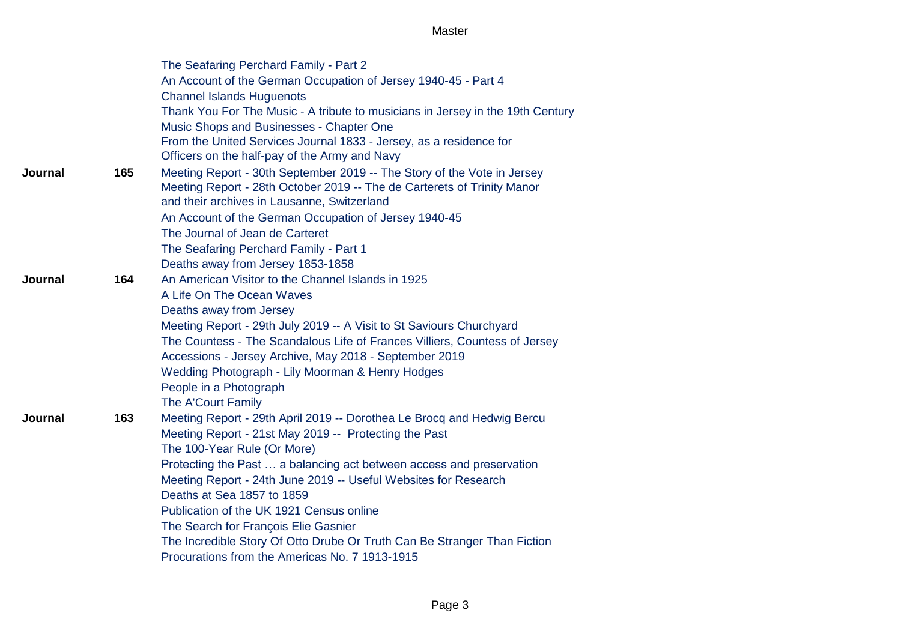| | | |
|---|---|---|
| | | The Seafaring Perchard Family - Part 2 |
| | | An Account of the German Occupation of Jersey 1940-45 - Part 4 |
| | | Channel Islands Huguenots |
| | | Thank You For The Music - A tribute to musicians in Jersey in the 19th Century |
| | | Music Shops and Businesses - Chapter One |
| | | From the United Services Journal 1833 - Jersey, as a residence for Officers on the half-pay of the Army and Navy |
| **Journal** | **165** | Meeting Report - 30th September 2019 -- The Story of the Vote in Jersey |
| | | Meeting Report - 28th October 2019 -- The de Carterets of Trinity Manor and their archives in Lausanne, Switzerland |
| | | An Account of the German Occupation of Jersey 1940-45 |
| | | The Journal of Jean de Carteret |
| | | The Seafaring Perchard Family - Part 1 |
| | | Deaths away from Jersey 1853-1858 |
| **Journal** | **164** | An American Visitor to the Channel Islands in 1925 |
| | | A Life On The Ocean Waves |
| | | Deaths away from Jersey |
| | | Meeting Report - 29th July 2019 -- A Visit to St Saviours Churchyard |
| | | The Countess - The Scandalous Life of Frances Villiers, Countess of Jersey |
| | | Accessions - Jersey Archive, May 2018 - September 2019 |
| | | Wedding Photograph - Lily Moorman & Henry Hodges |
| | | People in a Photograph |
| | | The A'Court Family |
| **Journal** | **163** | Meeting Report - 29th April 2019 -- Dorothea Le Brocq and Hedwig Bercu |
| | | Meeting Report - 21st May 2019 -- Protecting the Past |
| | | The 100-Year Rule (Or More) |
| | | Protecting the Past … a balancing act between access and preservation |
| | | Meeting Report - 24th June 2019 -- Useful Websites for Research |
| | | Deaths at Sea 1857 to 1859 |
| | | Publication of the UK 1921 Census online |
| | | The Search for François Elie Gasnier |
| | | The Incredible Story Of Otto Drube Or Truth Can Be Stranger Than Fiction |
| | | Procurations from the Americas No. 7 1913-1915 |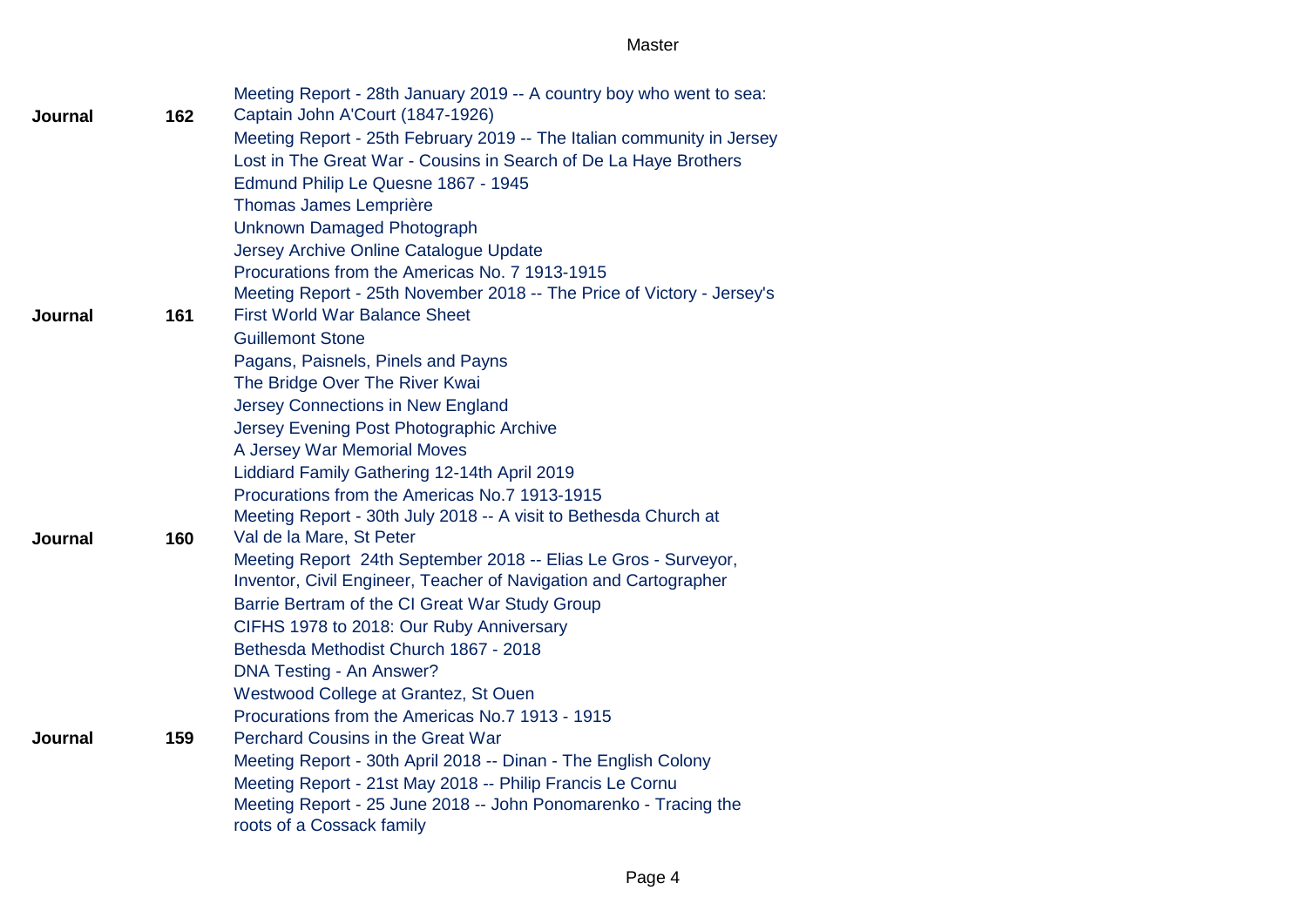| | | |
|---|---|---|
| **Journal** | **162** | Meeting Report - 28th January 2019 -- A country boy who went to sea: Captain John A'Court (1847-1926) |
| | | Meeting Report - 25th February 2019 -- The Italian community in Jersey |
| | | Lost in The Great War - Cousins in Search of De La Haye Brothers |
| | | Edmund Philip Le Quesne 1867 - 1945 |
| | | Thomas James Lemprière |
| | | Unknown Damaged Photograph |
| | | Jersey Archive Online Catalogue Update |
| | | Procurations from the Americas No. 7 1913-1915 |
| **Journal** | **161** | Meeting Report - 25th November 2018 -- The Price of Victory - Jersey's First World War Balance Sheet |
| | | Guillemont Stone |
| | | Pagans, Paisnels, Pinels and Payns |
| | | The Bridge Over The River Kwai |
| | | Jersey Connections in New England |
| | | Jersey Evening Post Photographic Archive |
| | | A Jersey War Memorial Moves |
| | | Liddiard Family Gathering 12-14th April 2019 |
| | | Procurations from the Americas No.7 1913-1915 |
| **Journal** | **160** | Meeting Report - 30th July 2018 -- A visit to Bethesda Church at Val de la Mare, St Peter |
| | | Meeting Report 24th September 2018 -- Elias Le Gros - Surveyor, Inventor, Civil Engineer, Teacher of Navigation and Cartographer |
| | | Barrie Bertram of the CI Great War Study Group |
| | | CIFHS 1978 to 2018: Our Ruby Anniversary |
| | | Bethesda Methodist Church 1867 - 2018 |
| | | DNA Testing - An Answer? |
| | | Westwood College at Grantez, St Ouen |
| | | Procurations from the Americas No.7 1913 - 1915 |
| **Journal** | **159** | Perchard Cousins in the Great War |
| | | Meeting Report - 30th April 2018 -- Dinan - The English Colony |
| | | Meeting Report - 21st May 2018 -- Philip Francis Le Cornu |
| | | Meeting Report - 25 June 2018 -- John Ponomarenko - Tracing the roots of a Cossack family |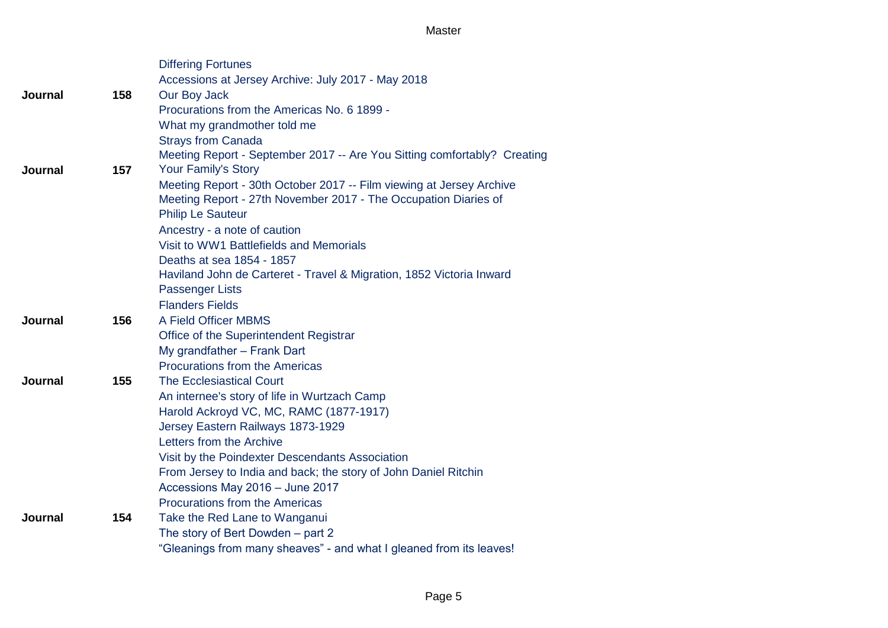| | | |
|---|---|---|
| | | Differing Fortunes |
| | | Accessions at Jersey Archive: July 2017 - May 2018 |
| **Journal** | **158** | Our Boy Jack |
| | | Procurations from the Americas No. 6 1899 - |
| | | What my grandmother told me |
| | | Strays from Canada |
| **Journal** | **157** | Meeting Report - September 2017 -- Are You Sitting comfortably? Creating Your Family's Story |
| | | Meeting Report - 30th October 2017 -- Film viewing at Jersey Archive |
| | | Meeting Report - 27th November 2017 - The Occupation Diaries of Philip Le Sauteur |
| | | Ancestry - a note of caution |
| | | Visit to WW1 Battlefields and Memorials |
| | | Deaths at sea 1854 - 1857 |
| | | Haviland John de Carteret - Travel & Migration, 1852 Victoria Inward Passenger Lists |
| | | Flanders Fields |
| **Journal** | **156** | A Field Officer MBMS |
| | | Office of the Superintendent Registrar |
| | | My grandfather – Frank Dart |
| | | Procurations from the Americas |
| **Journal** | **155** | The Ecclesiastical Court |
| | | An internee's story of life in Wurtzach Camp |
| | | Harold Ackroyd VC, MC, RAMC (1877-1917) |
| | | Jersey Eastern Railways 1873-1929 |
| | | Letters from the Archive |
| | | Visit by the Poindexter Descendants Association |
| | | From Jersey to India and back; the story of John Daniel Ritchin |
| | | Accessions May 2016 – June 2017 |
| | | Procurations from the Americas |
| **Journal** | **154** | Take the Red Lane to Wanganui |
| | | The story of Bert Dowden – part 2 |
| | | "Gleanings from many sheaves" - and what I gleaned from its leaves! |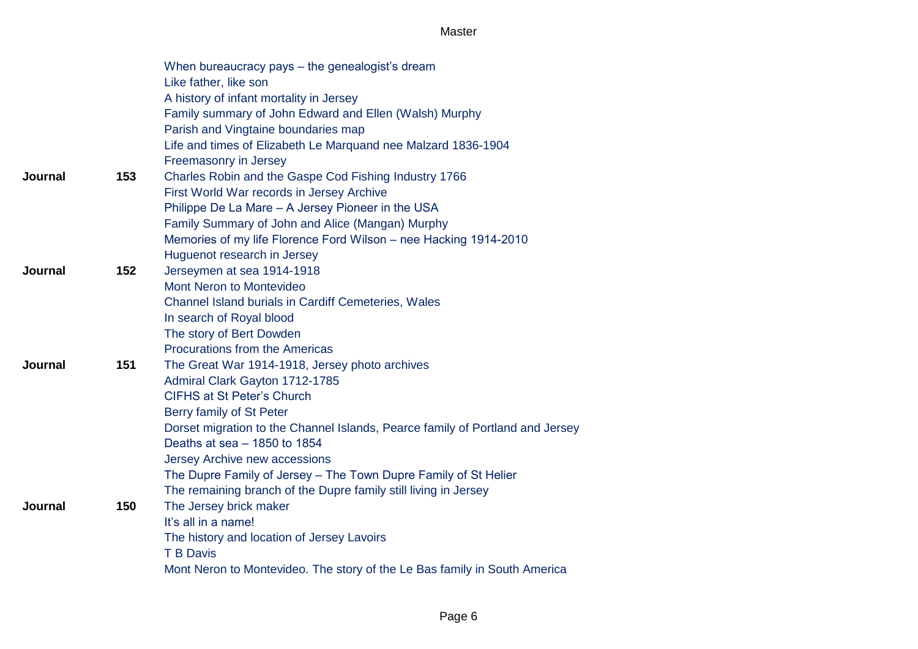| | | |
|---|---|---|
| | | When bureaucracy pays – the genealogist's dream |
| | | Like father, like son |
| | | A history of infant mortality in Jersey |
| | | Family summary of John Edward and Ellen (Walsh) Murphy |
| | | Parish and Vingtaine boundaries map |
| | | Life and times of Elizabeth Le Marquand nee Malzard 1836-1904 |
| | | Freemasonry in Jersey |
| **Journal** | **153** | Charles Robin and the Gaspe Cod Fishing Industry 1766 |
| | | First World War records in Jersey Archive |
| | | Philippe De La Mare – A Jersey Pioneer in the USA |
| | | Family Summary of John and Alice (Mangan) Murphy |
| | | Memories of my life Florence Ford Wilson – nee Hacking 1914-2010 |
| | | Huguenot research in Jersey |
| **Journal** | **152** | Jerseymen at sea 1914-1918 |
| | | Mont Neron to Montevideo |
| | | Channel Island burials in Cardiff Cemeteries, Wales |
| | | In search of Royal blood |
| | | The story of Bert Dowden |
| | | Procurations from the Americas |
| **Journal** | **151** | The Great War 1914-1918, Jersey photo archives |
| | | Admiral Clark Gayton 1712-1785 |
| | | CIFHS at St Peter's Church |
| | | Berry family of St Peter |
| | | Dorset migration to the Channel Islands, Pearce family of Portland and Jersey |
| | | Deaths at sea – 1850 to 1854 |
| | | Jersey Archive new accessions |
| | | The Dupre Family of Jersey – The Town Dupre Family of St Helier |
| | | The remaining branch of the Dupre family still living in Jersey |
| **Journal** | **150** | The Jersey brick maker |
| | | It's all in a name! |
| | | The history and location of Jersey Lavoirs |
| | | T B Davis |
| | | Mont Neron to Montevideo. The story of the Le Bas family in South America |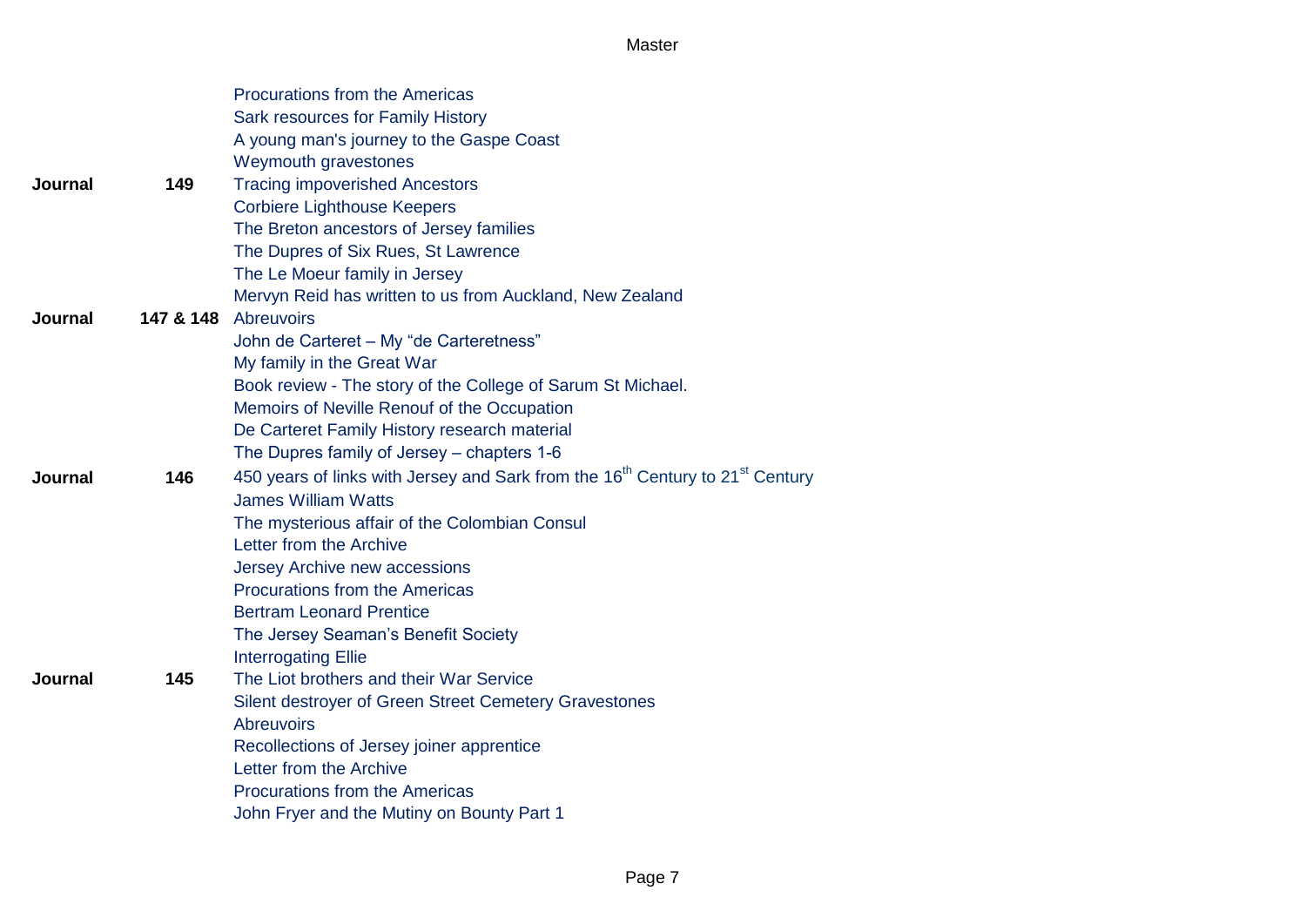| | | |
|---|---|---|
| | | Procurations from the Americas |
| | | Sark resources for Family History |
| | | A young man's journey to the Gaspe Coast |
| | | Weymouth gravestones |
| **Journal** | **149** | Tracing impoverished Ancestors |
| | | Corbiere Lighthouse Keepers |
| | | The Breton ancestors of Jersey families |
| | | The Dupres of Six Rues, St Lawrence |
| | | The Le Moeur family in Jersey |
| | | Mervyn Reid has written to us from Auckland, New Zealand |
| **Journal** | **147 & 148** | Abreuvoirs |
| | | John de Carteret – My "de Carteretness" |
| | | My family in the Great War |
| | | Book review - The story of the College of Sarum St Michael. |
| | | Memoirs of Neville Renouf of the Occupation |
| | | De Carteret Family History research material |
| | | The Dupres family of Jersey – chapters 1-6 |
| **Journal** | **146** | 450 years of links with Jersey and Sark from the 16th Century to 21st Century |
| | | James William Watts |
| | | The mysterious affair of the Colombian Consul |
| | | Letter from the Archive |
| | | Jersey Archive new accessions |
| | | Procurations from the Americas |
| | | Bertram Leonard Prentice |
| | | The Jersey Seaman's Benefit Society |
| | | Interrogating Ellie |
| **Journal** | **145** | The Liot brothers and their War Service |
| | | Silent destroyer of Green Street Cemetery Gravestones |
| | | Abreuvoirs |
| | | Recollections of Jersey joiner apprentice |
| | | Letter from the Archive |
| | | Procurations from the Americas |
| | | John Fryer and the Mutiny on Bounty Part 1 |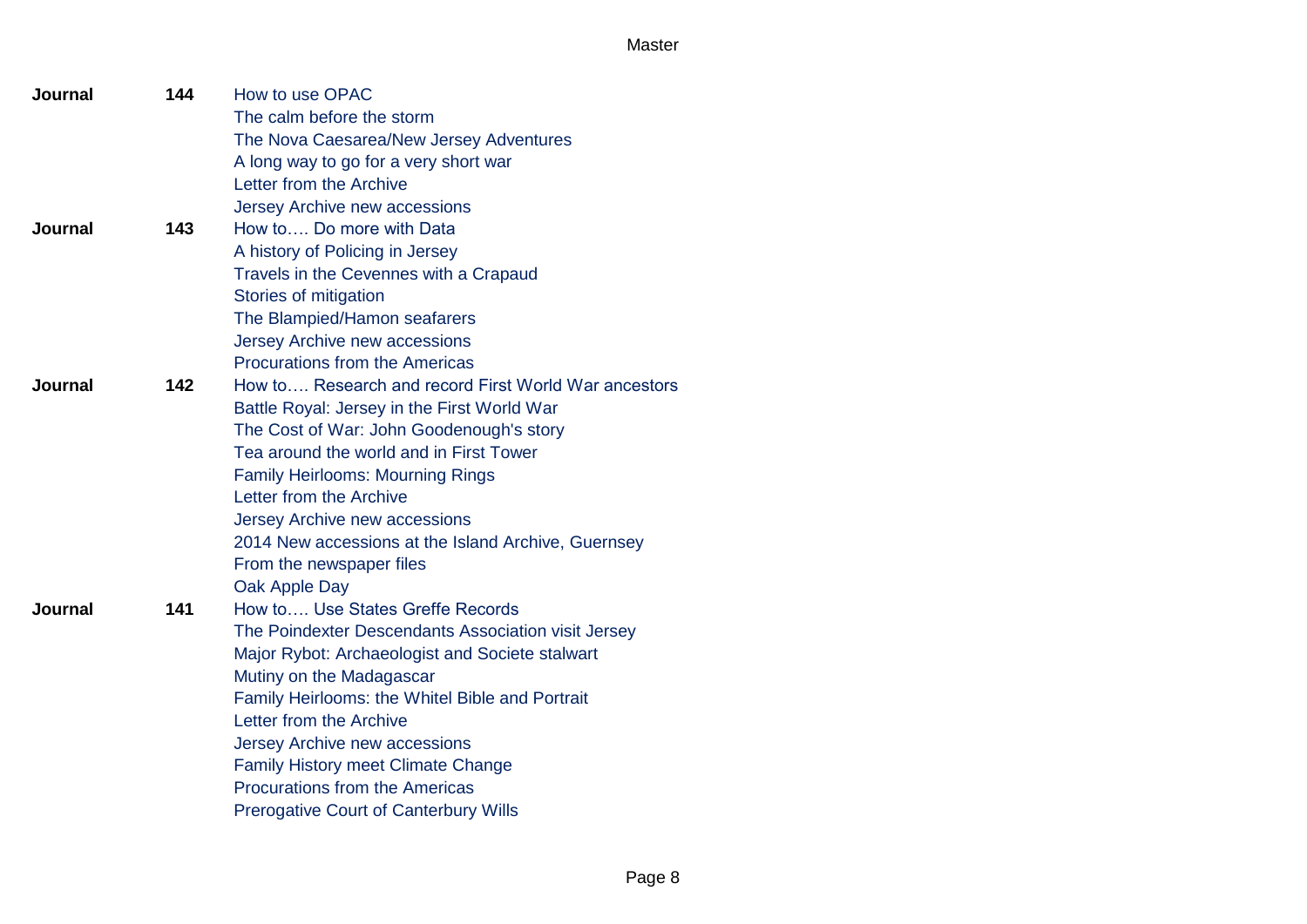| | | |
|---|---|---|
| **Journal** | **144** | How to use OPAC |
| | | The calm before the storm |
| | | The Nova Caesarea/New Jersey Adventures |
| | | A long way to go for a very short war |
| | | Letter from the Archive |
| | | Jersey Archive new accessions |
| **Journal** | **143** | How to…. Do more with Data |
| | | A history of Policing in Jersey |
| | | Travels in the Cevennes with a Crapaud |
| | | Stories of mitigation |
| | | The Blampied/Hamon seafarers |
| | | Jersey Archive new accessions |
| | | Procurations from the Americas |
| **Journal** | **142** | How to…. Research and record First World War ancestors |
| | | Battle Royal: Jersey in the First World War |
| | | The Cost of War: John Goodenough's story |
| | | Tea around the world and in First Tower |
| | | Family Heirlooms: Mourning Rings |
| | | Letter from the Archive |
| | | Jersey Archive new accessions |
| | | 2014 New accessions at the Island Archive, Guernsey |
| | | From the newspaper files |
| | | Oak Apple Day |
| **Journal** | **141** | How to…. Use States Greffe Records |
| | | The Poindexter Descendants Association visit Jersey |
| | | Major Rybot: Archaeologist and Societe stalwart |
| | | Mutiny on the Madagascar |
| | | Family Heirlooms: the Whitel Bible and Portrait |
| | | Letter from the Archive |
| | | Jersey Archive new accessions |
| | | Family History meet Climate Change |
| | | Procurations from the Americas |
| | | Prerogative Court of Canterbury Wills |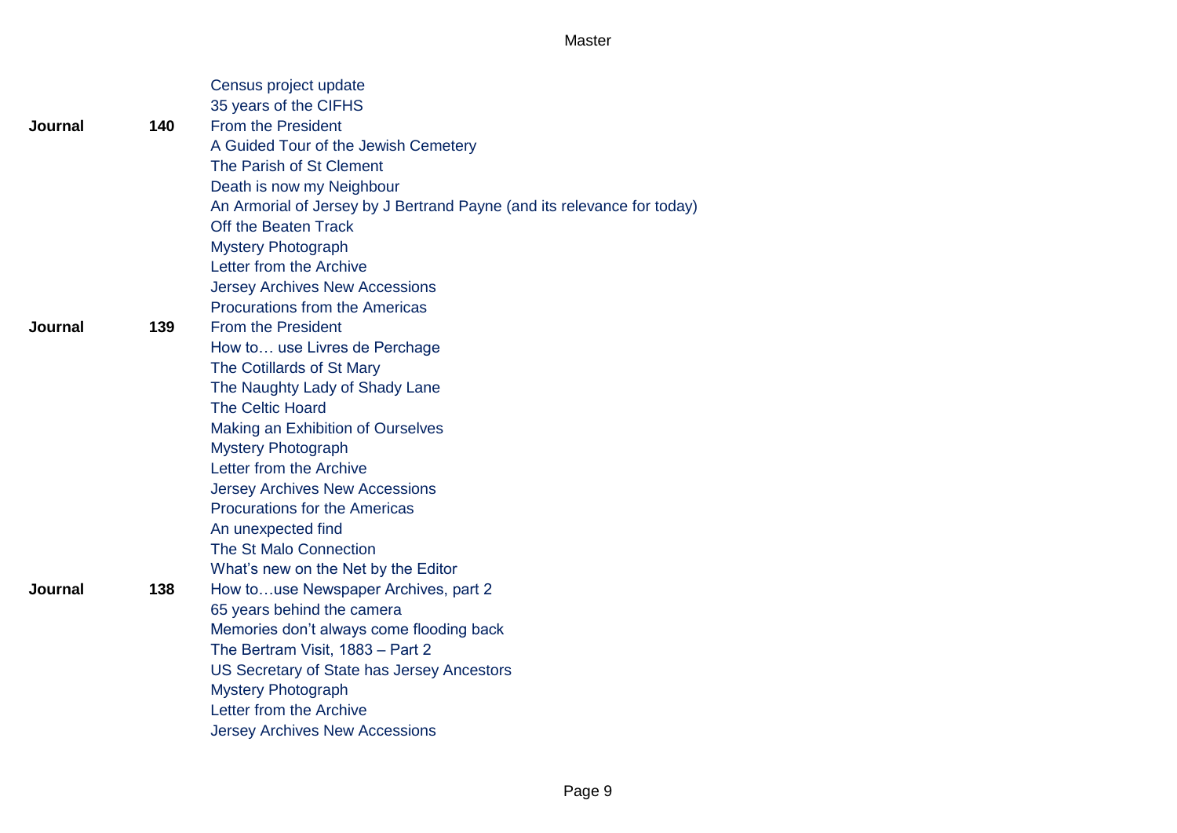| | | |
|---|---|---|
| | | Census project update |
| | | 35 years of the CIFHS |
| **Journal** | **140** | From the President |
| | | A Guided Tour of the Jewish Cemetery |
| | | The Parish of St Clement |
| | | Death is now my Neighbour |
| | | An Armorial of Jersey by J Bertrand Payne (and its relevance for today) |
| | | Off the Beaten Track |
| | | Mystery Photograph |
| | | Letter from the Archive |
| | | Jersey Archives New Accessions |
| | | Procurations from the Americas |
| **Journal** | **139** | From the President |
| | | How to… use Livres de Perchage |
| | | The Cotillards of St Mary |
| | | The Naughty Lady of Shady Lane |
| | | The Celtic Hoard |
| | | Making an Exhibition of Ourselves |
| | | Mystery Photograph |
| | | Letter from the Archive |
| | | Jersey Archives New Accessions |
| | | Procurations for the Americas |
| | | An unexpected find |
| | | The St Malo Connection |
| | | What's new on the Net by the Editor |
| **Journal** | **138** | How to…use Newspaper Archives, part 2 |
| | | 65 years behind the camera |
| | | Memories don't always come flooding back |
| | | The Bertram Visit, 1883 – Part 2 |
| | | US Secretary of State has Jersey Ancestors |
| | | Mystery Photograph |
| | | Letter from the Archive |
| | | Jersey Archives New Accessions |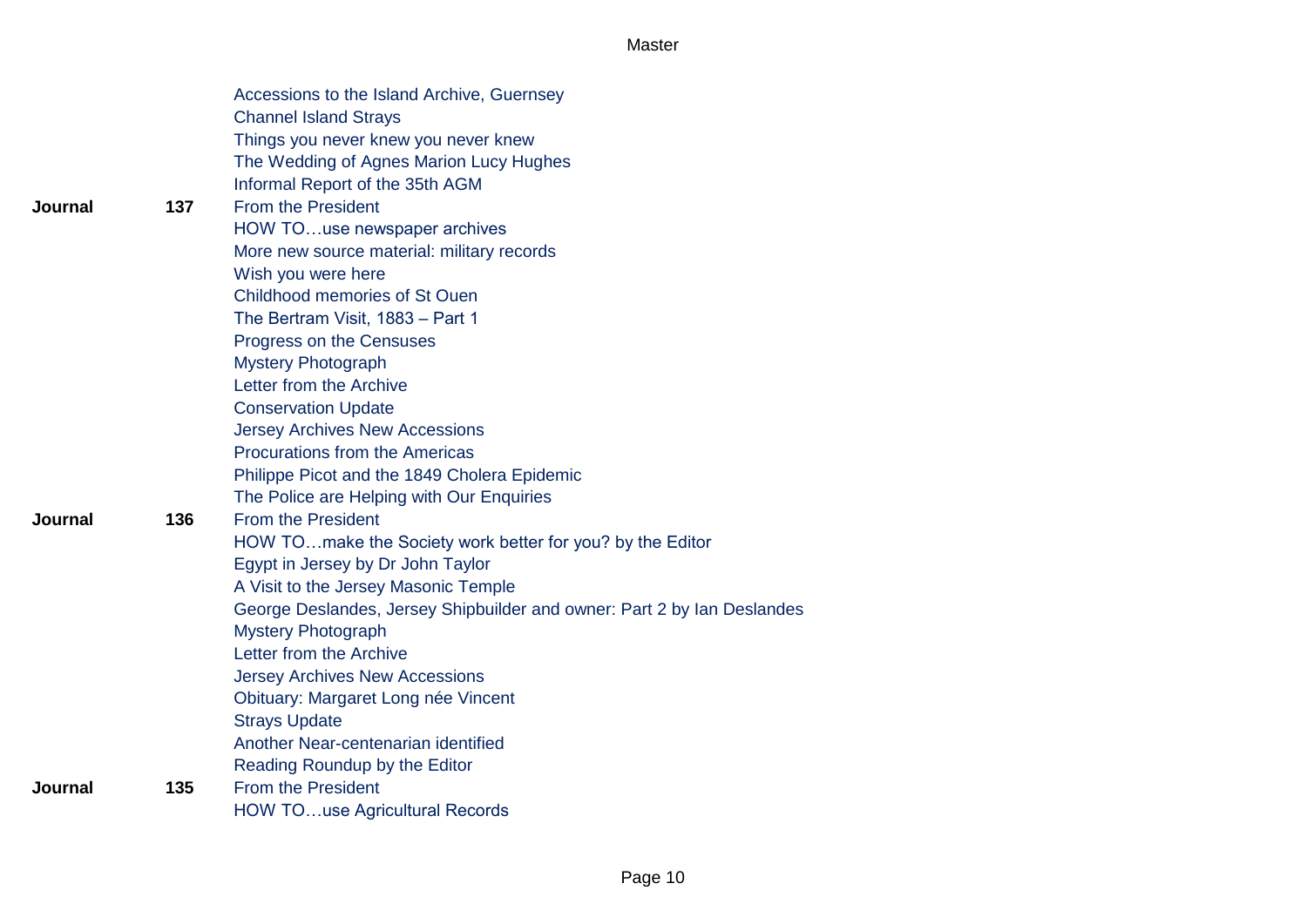| | | |
|---|---|---|
| | | Accessions to the Island Archive, Guernsey |
| | | Channel Island Strays |
| | | Things you never knew you never knew |
| | | The Wedding of Agnes Marion Lucy Hughes |
| | | Informal Report of the 35th AGM |
| **Journal** | **137** | From the President |
| | | HOW TO…use newspaper archives |
| | | More new source material: military records |
| | | Wish you were here |
| | | Childhood memories of St Ouen |
| | | The Bertram Visit, 1883 – Part 1 |
| | | Progress on the Censuses |
| | | Mystery Photograph |
| | | Letter from the Archive |
| | | Conservation Update |
| | | Jersey Archives New Accessions |
| | | Procurations from the Americas |
| | | Philippe Picot and the 1849 Cholera Epidemic |
| | | The Police are Helping with Our Enquiries |
| **Journal** | **136** | From the President |
| | | HOW TO…make the Society work better for you? by the Editor |
| | | Egypt in Jersey by Dr John Taylor |
| | | A Visit to the Jersey Masonic Temple |
| | | George Deslandes, Jersey Shipbuilder and owner: Part 2 by Ian Deslandes |
| | | Mystery Photograph |
| | | Letter from the Archive |
| | | Jersey Archives New Accessions |
| | | Obituary: Margaret Long née Vincent |
| | | Strays Update |
| | | Another Near-centenarian identified |
| | | Reading Roundup by the Editor |
| **Journal** | **135** | From the President |
| | | HOW TO…use Agricultural Records |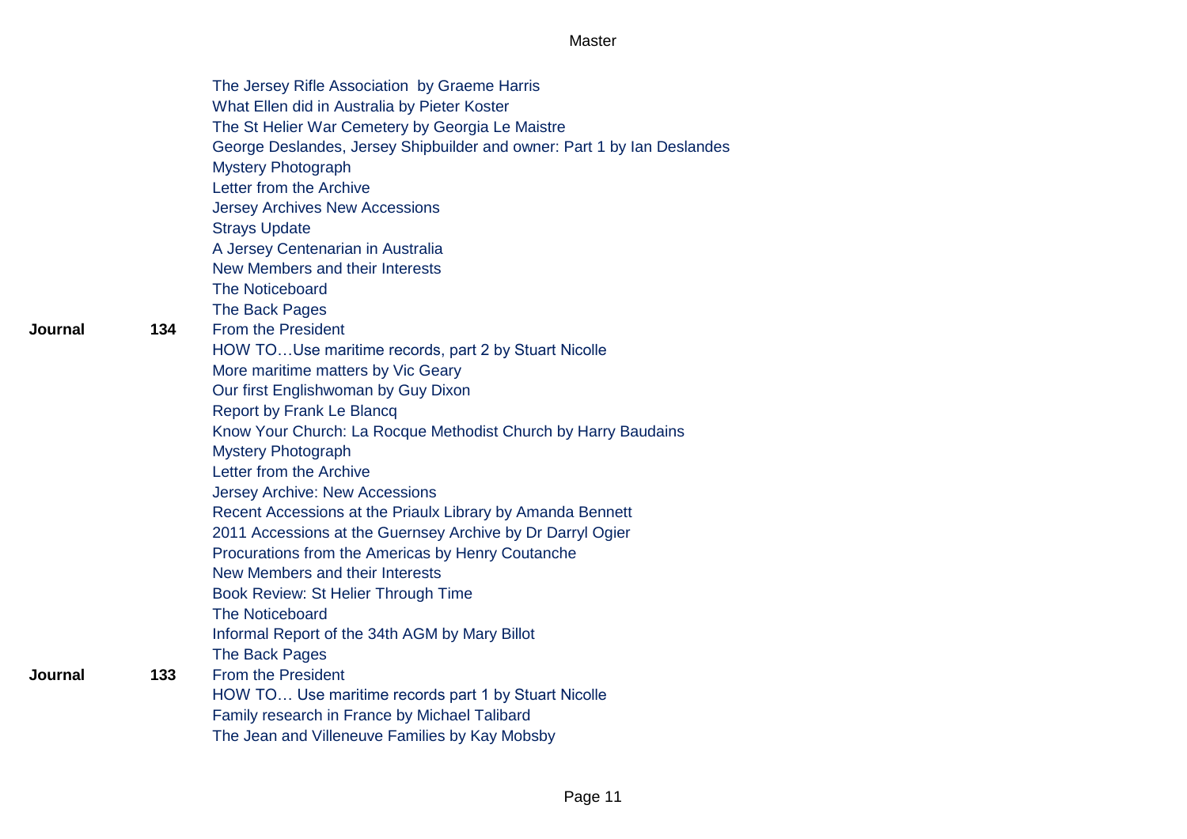| | | |
|---|---|---|
| | | The Jersey Rifle Association by Graeme Harris |
| | | What Ellen did in Australia by Pieter Koster |
| | | The St Helier War Cemetery by Georgia Le Maistre |
| | | George Deslandes, Jersey Shipbuilder and owner: Part 1 by Ian Deslandes |
| | | Mystery Photograph |
| | | Letter from the Archive |
| | | Jersey Archives New Accessions |
| | | Strays Update |
| | | A Jersey Centenarian in Australia |
| | | New Members and their Interests |
| | | The Noticeboard |
| | | The Back Pages |
| **Journal** | **134** | From the President |
| | | HOW TO…Use maritime records, part 2 by Stuart Nicolle |
| | | More maritime matters by Vic Geary |
| | | Our first Englishwoman by Guy Dixon |
| | | Report by Frank Le Blancq |
| | | Know Your Church: La Rocque Methodist Church by Harry Baudains |
| | | Mystery Photograph |
| | | Letter from the Archive |
| | | Jersey Archive: New Accessions |
| | | Recent Accessions at the Priaulx Library by Amanda Bennett |
| | | 2011 Accessions at the Guernsey Archive by Dr Darryl Ogier |
| | | Procurations from the Americas by Henry Coutanche |
| | | New Members and their Interests |
| | | Book Review: St Helier Through Time |
| | | The Noticeboard |
| | | Informal Report of the 34th AGM by Mary Billot |
| | | The Back Pages |
| **Journal** | **133** | From the President |
| | | HOW TO… Use maritime records part 1 by Stuart Nicolle |
| | | Family research in France by Michael Talibard |
| | | The Jean and Villeneuve Families by Kay Mobsby |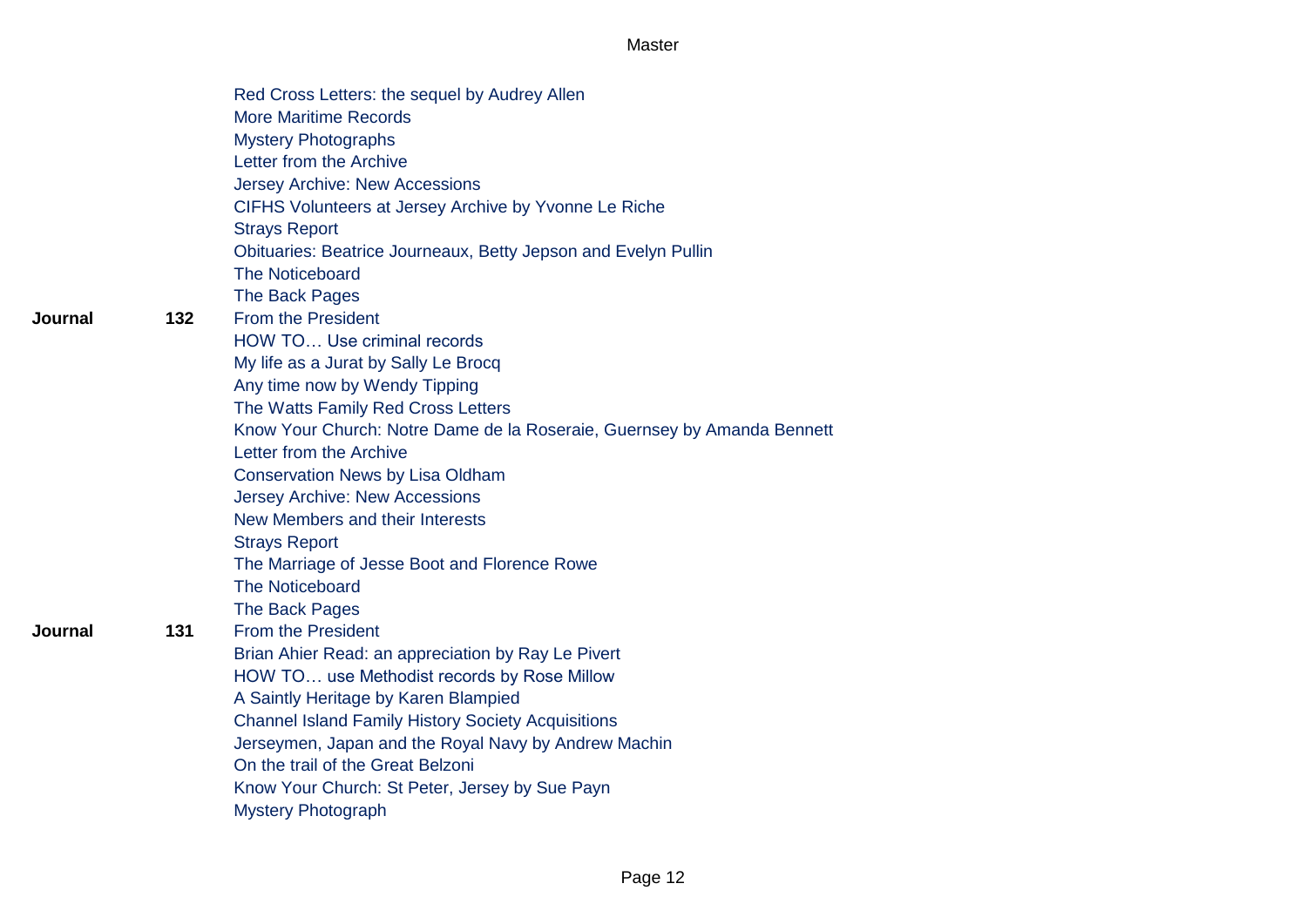| | | |
|---|---|---|
| | | Red Cross Letters: the sequel by Audrey Allen |
| | | More Maritime Records |
| | | Mystery Photographs |
| | | Letter from the Archive |
| | | Jersey Archive: New Accessions |
| | | CIFHS Volunteers at Jersey Archive by Yvonne Le Riche |
| | | Strays Report |
| | | Obituaries: Beatrice Journeaux, Betty Jepson and Evelyn Pullin |
| | | The Noticeboard |
| | | The Back Pages |
| **Journal** | **132** | From the President |
| | | HOW TO… Use criminal records |
| | | My life as a Jurat by Sally Le Brocq |
| | | Any time now by Wendy Tipping |
| | | The Watts Family Red Cross Letters |
| | | Know Your Church: Notre Dame de la Roseraie, Guernsey by Amanda Bennett |
| | | Letter from the Archive |
| | | Conservation News by Lisa Oldham |
| | | Jersey Archive: New Accessions |
| | | New Members and their Interests |
| | | Strays Report |
| | | The Marriage of Jesse Boot and Florence Rowe |
| | | The Noticeboard |
| | | The Back Pages |
| **Journal** | **131** | From the President |
| | | Brian Ahier Read: an appreciation by Ray Le Pivert |
| | | HOW TO… use Methodist records by Rose Millow |
| | | A Saintly Heritage by Karen Blampied |
| | | Channel Island Family History Society Acquisitions |
| | | Jerseymen, Japan and the Royal Navy by Andrew Machin |
| | | On the trail of the Great Belzoni |
| | | Know Your Church: St Peter, Jersey by Sue Payn |
| | | Mystery Photograph |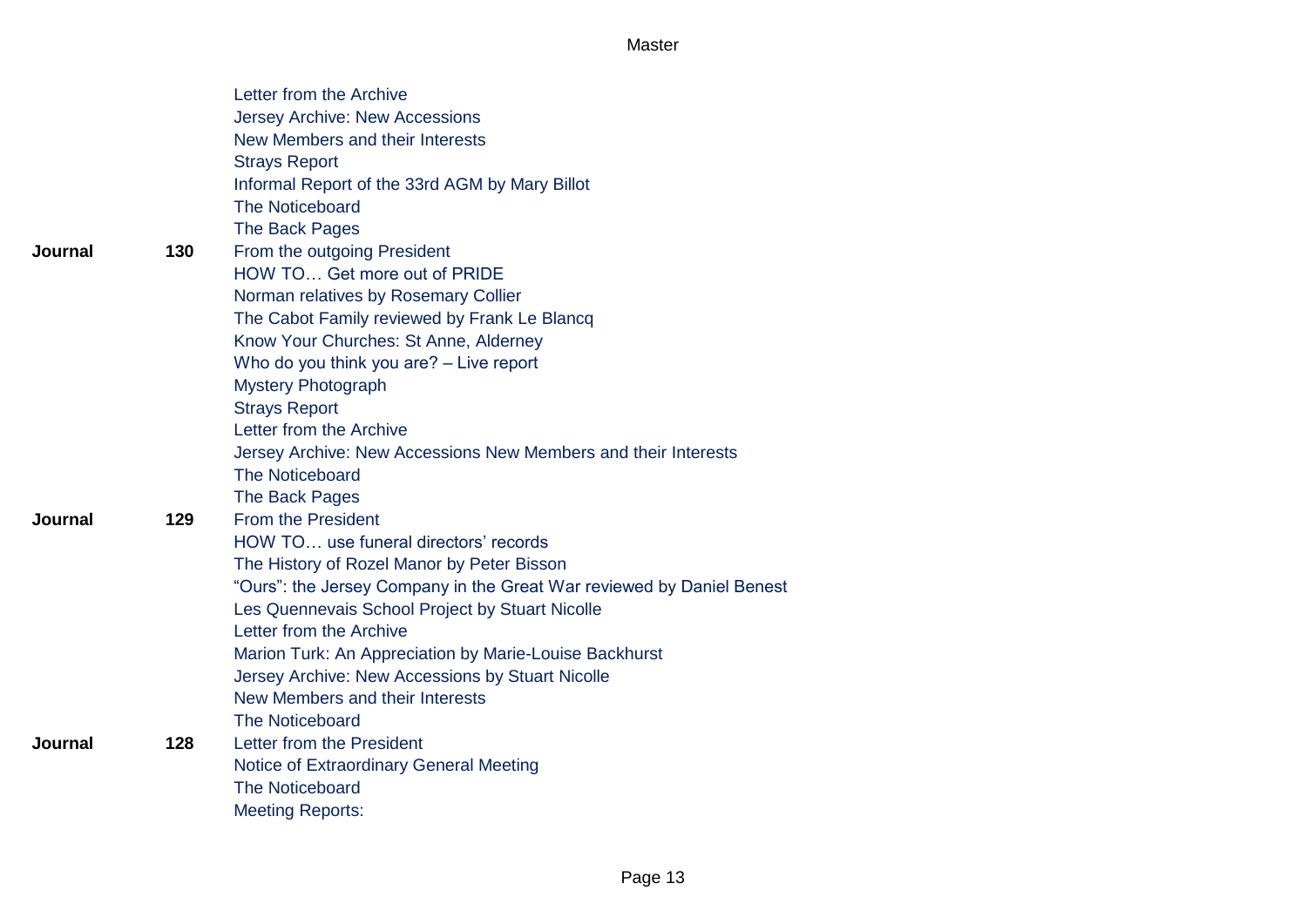| | | |
|---|---|---|
| | | Letter from the Archive |
| | | Jersey Archive: New Accessions |
| | | New Members and their Interests |
| | | Strays Report |
| | | Informal Report of the 33rd AGM by Mary Billot |
| | | The Noticeboard |
| | | The Back Pages |
| **Journal** | **130** | From the outgoing President |
| | | HOW TO… Get more out of PRIDE |
| | | Norman relatives by Rosemary Collier |
| | | The Cabot Family reviewed by Frank Le Blancq |
| | | Know Your Churches: St Anne, Alderney |
| | | Who do you think you are? – Live report |
| | | Mystery Photograph |
| | | Strays Report |
| | | Letter from the Archive |
| | | Jersey Archive: New Accessions New Members and their Interests |
| | | The Noticeboard |
| | | The Back Pages |
| **Journal** | **129** | From the President |
| | | HOW TO… use funeral directors' records |
| | | The History of Rozel Manor by Peter Bisson |
| | | "Ours": the Jersey Company in the Great War reviewed by Daniel Benest |
| | | Les Quennevais School Project by Stuart Nicolle |
| | | Letter from the Archive |
| | | Marion Turk: An Appreciation by Marie-Louise Backhurst |
| | | Jersey Archive: New Accessions by Stuart Nicolle |
| | | New Members and their Interests |
| | | The Noticeboard |
| **Journal** | **128** | Letter from the President |
| | | Notice of Extraordinary General Meeting |
| | | The Noticeboard |
| | | Meeting Reports: |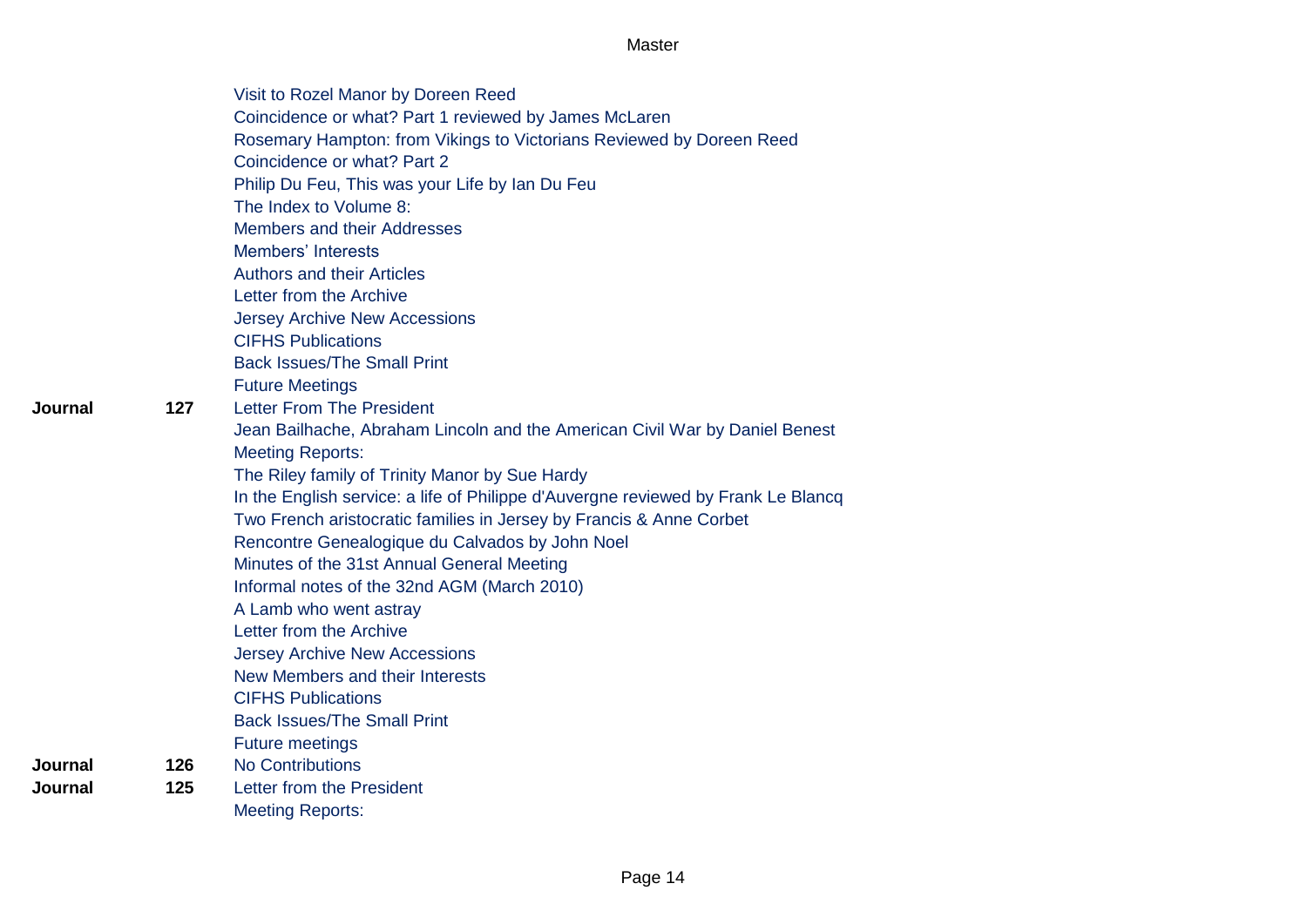| | | |
|---|---|---|
| | | Visit to Rozel Manor by Doreen Reed |
| | | Coincidence or what? Part 1 reviewed by James McLaren |
| | | Rosemary Hampton: from Vikings to Victorians Reviewed by Doreen Reed |
| | | Coincidence or what? Part 2 |
| | | Philip Du Feu, This was your Life by Ian Du Feu |
| | | The Index to Volume 8: |
| | | Members and their Addresses |
| | | Members' Interests |
| | | Authors and their Articles |
| | | Letter from the Archive |
| | | Jersey Archive New Accessions |
| | | CIFHS Publications |
| | | Back Issues/The Small Print |
| | | Future Meetings |
| **Journal** | **127** | Letter From The President |
| | | Jean Bailhache, Abraham Lincoln and the American Civil War by Daniel Benest |
| | | Meeting Reports: |
| | | The Riley family of Trinity Manor by Sue Hardy |
| | | In the English service: a life of Philippe d'Auvergne reviewed by Frank Le Blancq |
| | | Two French aristocratic families in Jersey by Francis & Anne Corbet |
| | | Rencontre Genealogique du Calvados by John Noel |
| | | Minutes of the 31st Annual General Meeting |
| | | Informal notes of the 32nd AGM (March 2010) |
| | | A Lamb who went astray |
| | | Letter from the Archive |
| | | Jersey Archive New Accessions |
| | | New Members and their Interests |
| | | CIFHS Publications |
| | | Back Issues/The Small Print |
| | | Future meetings |
| **Journal** | **126** | No Contributions |
| **Journal** | **125** | Letter from the President |
| | | Meeting Reports: |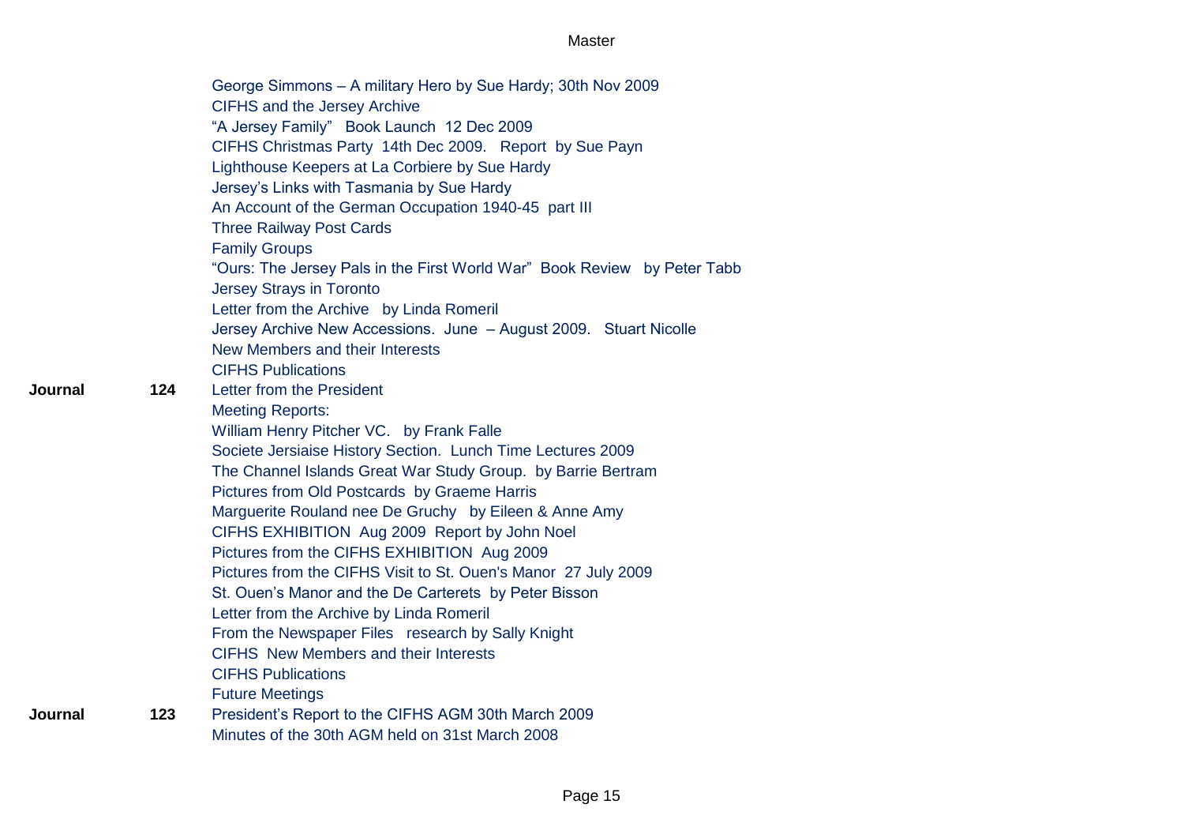| | | |
|---|---|---|
| | | George Simmons – A military Hero by Sue Hardy; 30th Nov 2009 |
| | | CIFHS and the Jersey Archive |
| | | "A Jersey Family" Book Launch 12 Dec 2009 |
| | | CIFHS Christmas Party 14th Dec 2009. Report by Sue Payn |
| | | Lighthouse Keepers at La Corbiere by Sue Hardy |
| | | Jersey's Links with Tasmania by Sue Hardy |
| | | An Account of the German Occupation 1940-45 part III |
| | | Three Railway Post Cards |
| | | Family Groups |
| | | "Ours: The Jersey Pals in the First World War" Book Review by Peter Tabb |
| | | Jersey Strays in Toronto |
| | | Letter from the Archive by Linda Romeril |
| | | Jersey Archive New Accessions. June – August 2009. Stuart Nicolle |
| | | New Members and their Interests |
| | | CIFHS Publications |
| **Journal** | **124** | Letter from the President |
| | | Meeting Reports: |
| | | William Henry Pitcher VC. by Frank Falle |
| | | Societe Jersiaise History Section. Lunch Time Lectures 2009 |
| | | The Channel Islands Great War Study Group. by Barrie Bertram |
| | | Pictures from Old Postcards by Graeme Harris |
| | | Marguerite Rouland nee De Gruchy by Eileen & Anne Amy |
| | | CIFHS EXHIBITION Aug 2009 Report by John Noel |
| | | Pictures from the CIFHS EXHIBITION Aug 2009 |
| | | Pictures from the CIFHS Visit to St. Ouen's Manor 27 July 2009 |
| | | St. Ouen's Manor and the De Carterets by Peter Bisson |
| | | Letter from the Archive by Linda Romeril |
| | | From the Newspaper Files research by Sally Knight |
| | | CIFHS New Members and their Interests |
| | | CIFHS Publications |
| | | Future Meetings |
| **Journal** | **123** | President's Report to the CIFHS AGM 30th March 2009 |
| | | Minutes of the 30th AGM held on 31st March 2008 |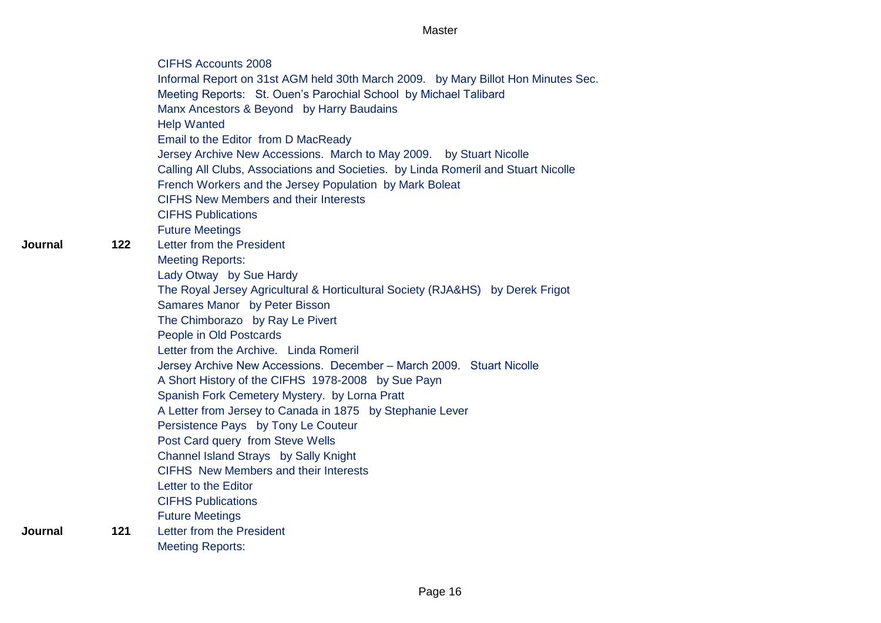| | | |
|---|---|---|
| | | CIFHS Accounts 2008 |
| | | Informal Report on 31st AGM held 30th March 2009. by Mary Billot Hon Minutes Sec. |
| | | Meeting Reports: St. Ouen's Parochial School by Michael Talibard |
| | | Manx Ancestors & Beyond by Harry Baudains |
| | | Help Wanted |
| | | Email to the Editor from D MacReady |
| | | Jersey Archive New Accessions. March to May 2009. by Stuart Nicolle |
| | | Calling All Clubs, Associations and Societies. by Linda Romeril and Stuart Nicolle |
| | | French Workers and the Jersey Population by Mark Boleat |
| | | CIFHS New Members and their Interests |
| | | CIFHS Publications |
| | | Future Meetings |
| **Journal** | **122** | Letter from the President |
| | | Meeting Reports: |
| | | Lady Otway by Sue Hardy |
| | | The Royal Jersey Agricultural & Horticultural Society (RJA&HS) by Derek Frigot |
| | | Samares Manor by Peter Bisson |
| | | The Chimborazo by Ray Le Pivert |
| | | People in Old Postcards |
| | | Letter from the Archive. Linda Romeril |
| | | Jersey Archive New Accessions. December – March 2009. Stuart Nicolle |
| | | A Short History of the CIFHS 1978-2008 by Sue Payn |
| | | Spanish Fork Cemetery Mystery. by Lorna Pratt |
| | | A Letter from Jersey to Canada in 1875 by Stephanie Lever |
| | | Persistence Pays by Tony Le Couteur |
| | | Post Card query from Steve Wells |
| | | Channel Island Strays by Sally Knight |
| | | CIFHS New Members and their Interests |
| | | Letter to the Editor |
| | | CIFHS Publications |
| | | Future Meetings |
| **Journal** | **121** | Letter from the President |
| | | Meeting Reports: |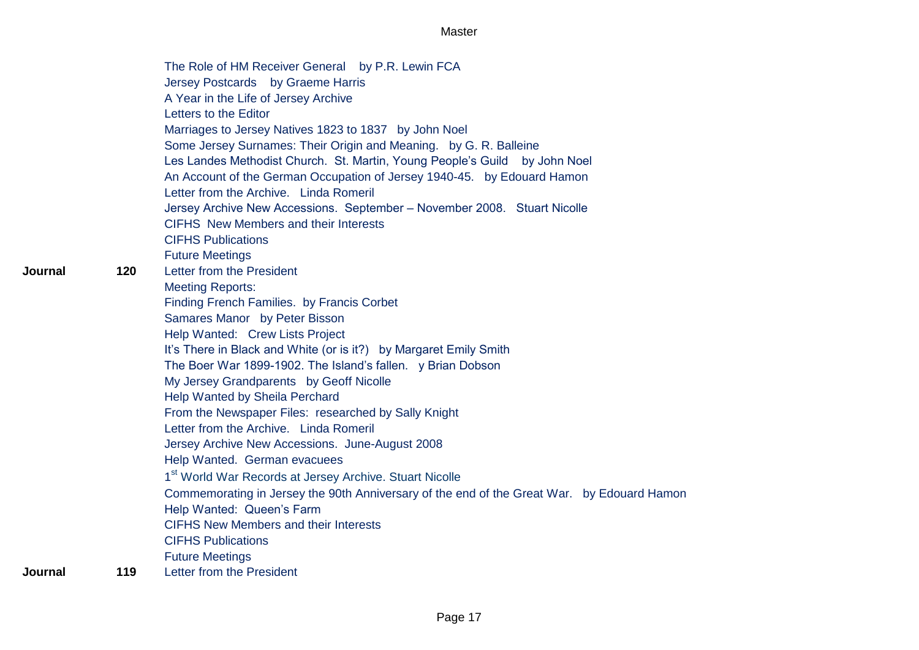| | | |
|---|---|---|
| | | The Role of HM Receiver General by P.R. Lewin FCA |
| | | Jersey Postcards by Graeme Harris |
| | | A Year in the Life of Jersey Archive |
| | | Letters to the Editor |
| | | Marriages to Jersey Natives 1823 to 1837 by John Noel |
| | | Some Jersey Surnames: Their Origin and Meaning. by G. R. Balleine |
| | | Les Landes Methodist Church. St. Martin, Young People's Guild by John Noel |
| | | An Account of the German Occupation of Jersey 1940-45. by Edouard Hamon |
| | | Letter from the Archive. Linda Romeril |
| | | Jersey Archive New Accessions. September – November 2008. Stuart Nicolle |
| | | CIFHS New Members and their Interests |
| | | CIFHS Publications |
| | | Future Meetings |
| **Journal** | **120** | Letter from the President |
| | | Meeting Reports: |
| | | Finding French Families. by Francis Corbet |
| | | Samares Manor by Peter Bisson |
| | | Help Wanted: Crew Lists Project |
| | | It's There in Black and White (or is it?) by Margaret Emily Smith |
| | | The Boer War 1899-1902. The Island's fallen. y Brian Dobson |
| | | My Jersey Grandparents by Geoff Nicolle |
| | | Help Wanted by Sheila Perchard |
| | | From the Newspaper Files: researched by Sally Knight |
| | | Letter from the Archive. Linda Romeril |
| | | Jersey Archive New Accessions. June-August 2008 |
| | | Help Wanted. German evacuees |
| | | 1st World War Records at Jersey Archive. Stuart Nicolle |
| | | Commemorating in Jersey the 90th Anniversary of the end of the Great War. by Edouard Hamon |
| | | Help Wanted: Queen's Farm |
| | | CIFHS New Members and their Interests |
| | | CIFHS Publications |
| | | Future Meetings |
| **Journal** | **119** | Letter from the President |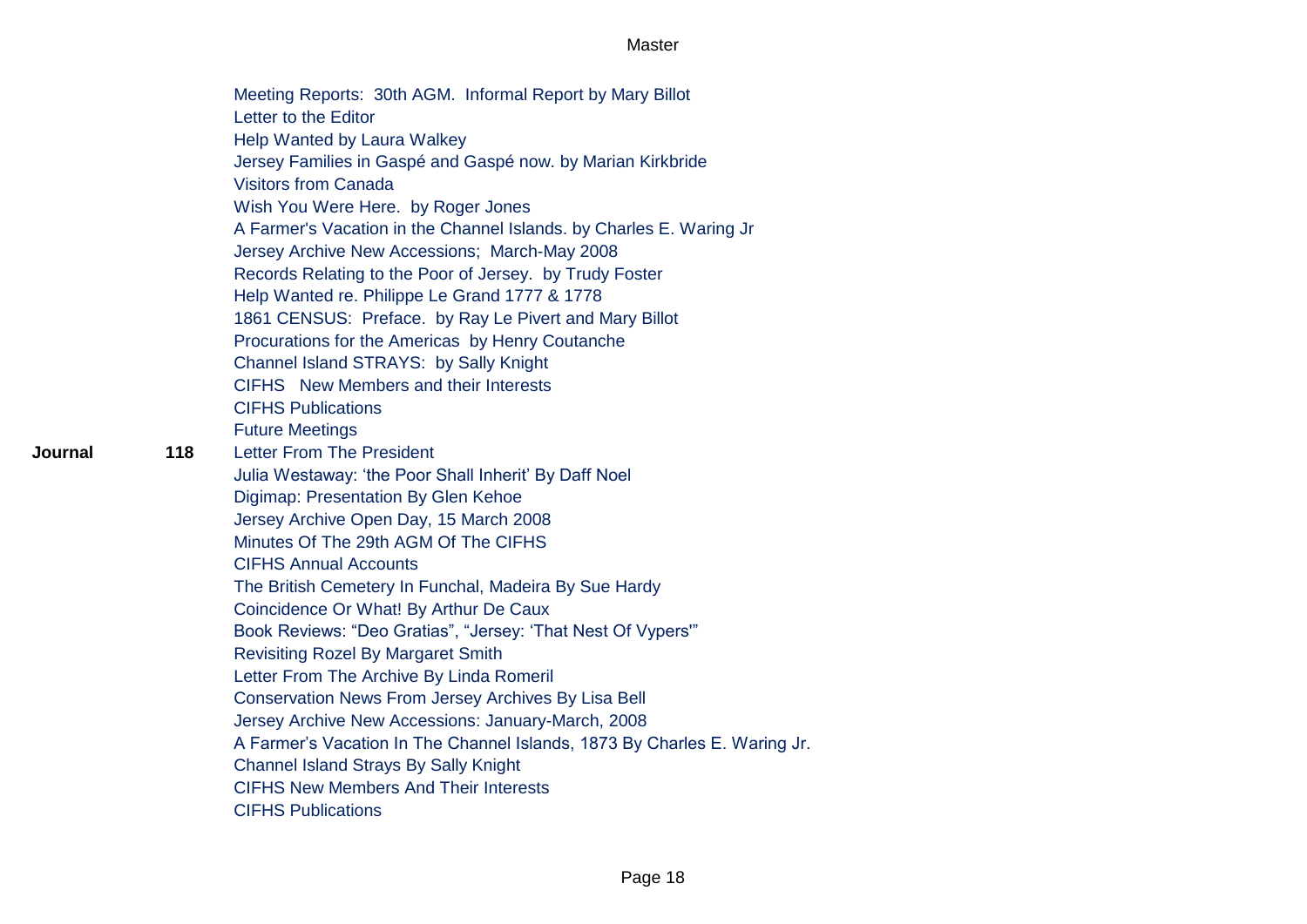| | | |
|---|---|---|
| | | Meeting Reports: 30th AGM. Informal Report by Mary Billot |
| | | Letter to the Editor |
| | | Help Wanted by Laura Walkey |
| | | Jersey Families in Gaspé and Gaspé now. by Marian Kirkbride |
| | | Visitors from Canada |
| | | Wish You Were Here. by Roger Jones |
| | | A Farmer's Vacation in the Channel Islands. by Charles E. Waring Jr |
| | | Jersey Archive New Accessions; March-May 2008 |
| | | Records Relating to the Poor of Jersey. by Trudy Foster |
| | | Help Wanted re. Philippe Le Grand 1777 & 1778 |
| | | 1861 CENSUS: Preface. by Ray Le Pivert and Mary Billot |
| | | Procurations for the Americas by Henry Coutanche |
| | | Channel Island STRAYS: by Sally Knight |
| | | CIFHS New Members and their Interests |
| | | CIFHS Publications |
| | | Future Meetings |
| **Journal** | **118** | Letter From The President |
| | | Julia Westaway: 'the Poor Shall Inherit' By Daff Noel |
| | | Digimap: Presentation By Glen Kehoe |
| | | Jersey Archive Open Day, 15 March 2008 |
| | | Minutes Of The 29th AGM Of The CIFHS |
| | | CIFHS Annual Accounts |
| | | The British Cemetery In Funchal, Madeira By Sue Hardy |
| | | Coincidence Or What! By Arthur De Caux |
| | | Book Reviews: "Deo Gratias", "Jersey: 'That Nest Of Vypers'" |
| | | Revisiting Rozel By Margaret Smith |
| | | Letter From The Archive By Linda Romeril |
| | | Conservation News From Jersey Archives By Lisa Bell |
| | | Jersey Archive New Accessions: January-March, 2008 |
| | | A Farmer's Vacation In The Channel Islands, 1873 By Charles E. Waring Jr. |
| | | Channel Island Strays By Sally Knight |
| | | CIFHS New Members And Their Interests |
| | | CIFHS Publications |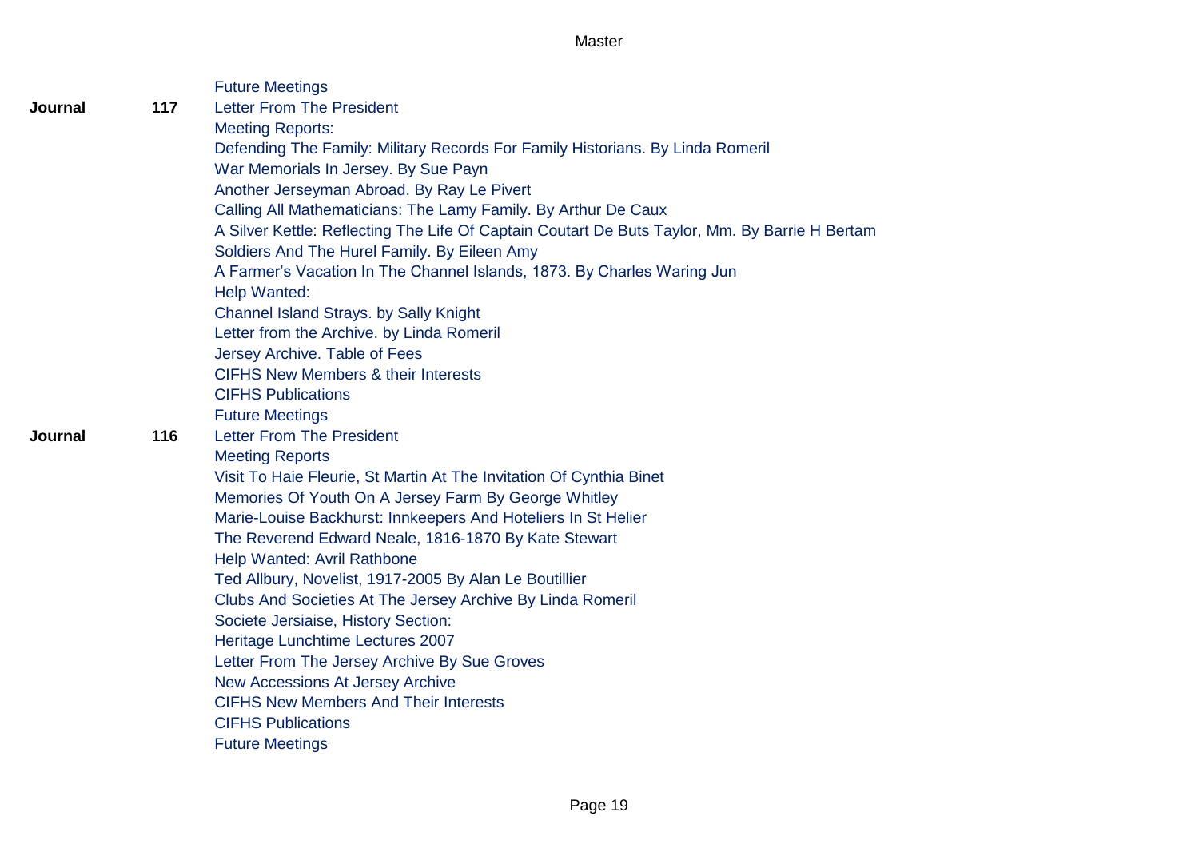| | | |
|---|---|---|
| | | Future Meetings |
| **Journal** | **117** | Letter From The President |
| | | Meeting Reports: |
| | | Defending The Family: Military Records For Family Historians. By Linda Romeril |
| | | War Memorials In Jersey. By Sue Payn |
| | | Another Jerseyman Abroad. By Ray Le Pivert |
| | | Calling All Mathematicians: The Lamy Family. By Arthur De Caux |
| | | A Silver Kettle: Reflecting The Life Of Captain Coutart De Buts Taylor, Mm. By Barrie H Bertam |
| | | Soldiers And The Hurel Family. By Eileen Amy |
| | | A Farmer's Vacation In The Channel Islands, 1873. By Charles Waring Jun |
| | | Help Wanted: |
| | | Channel Island Strays. by Sally Knight |
| | | Letter from the Archive. by Linda Romeril |
| | | Jersey Archive. Table of Fees |
| | | CIFHS New Members & their Interests |
| | | CIFHS Publications |
| | | Future Meetings |
| **Journal** | **116** | Letter From The President |
| | | Meeting Reports |
| | | Visit To Haie Fleurie, St Martin At The Invitation Of Cynthia Binet |
| | | Memories Of Youth On A Jersey Farm By George Whitley |
| | | Marie-Louise Backhurst: Innkeepers And Hoteliers In St Helier |
| | | The Reverend Edward Neale, 1816-1870 By Kate Stewart |
| | | Help Wanted: Avril Rathbone |
| | | Ted Allbury, Novelist, 1917-2005 By Alan Le Boutillier |
| | | Clubs And Societies At The Jersey Archive By Linda Romeril |
| | | Societe Jersiaise, History Section: |
| | | Heritage Lunchtime Lectures 2007 |
| | | Letter From The Jersey Archive By Sue Groves |
| | | New Accessions At Jersey Archive |
| | | CIFHS New Members And Their Interests |
| | | CIFHS Publications |
| | | Future Meetings |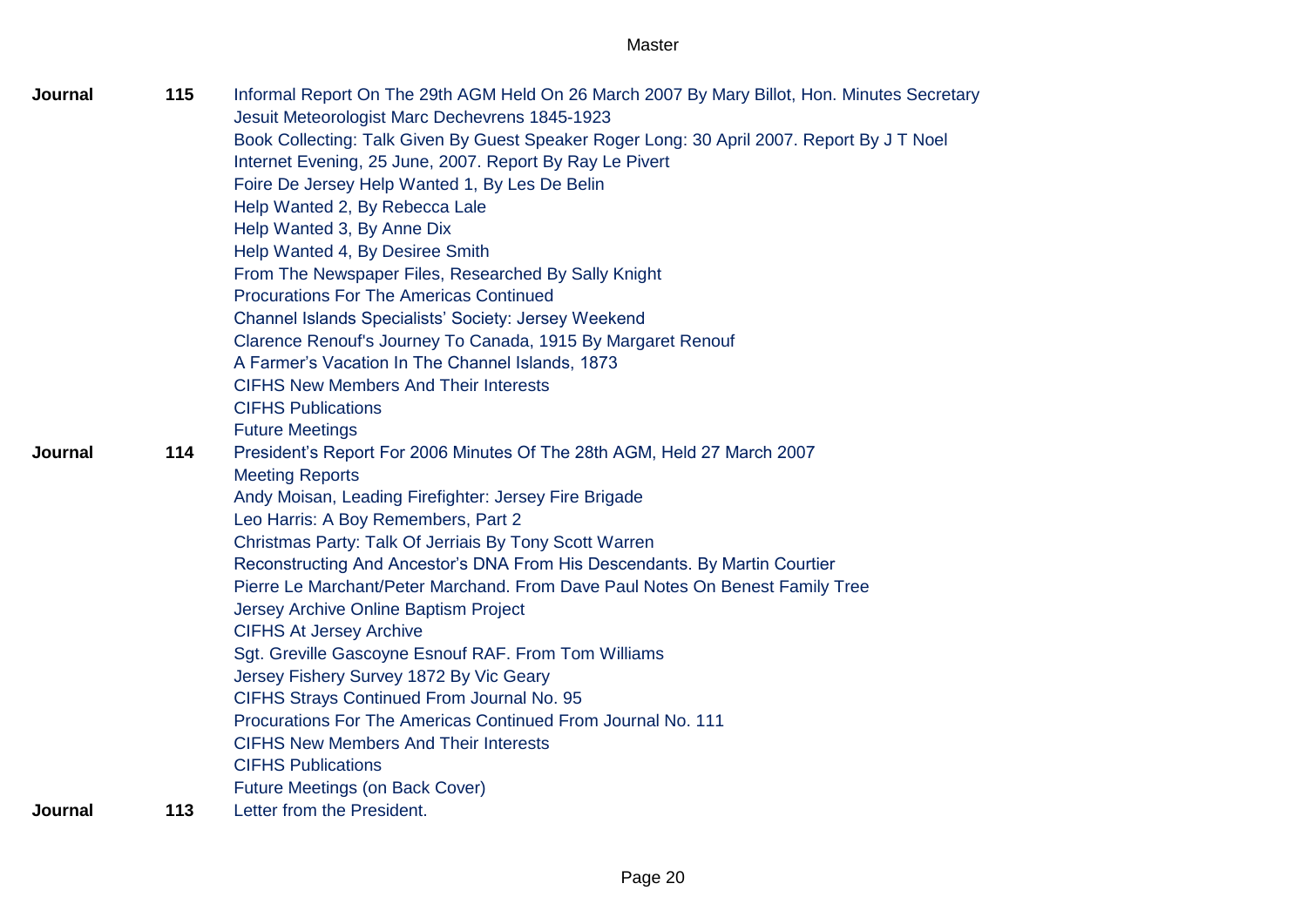| | | |
|---|---|---|
| **Journal** | **115** | Informal Report On The 29th AGM Held On 26 March 2007 By Mary Billot, Hon. Minutes Secretary |
| | | Jesuit Meteorologist Marc Dechevrens 1845-1923 |
| | | Book Collecting: Talk Given By Guest Speaker Roger Long: 30 April 2007. Report By J T Noel |
| | | Internet Evening, 25 June, 2007. Report By Ray Le Pivert |
| | | Foire De Jersey Help Wanted 1, By Les De Belin |
| | | Help Wanted 2, By Rebecca Lale |
| | | Help Wanted 3, By Anne Dix |
| | | Help Wanted 4, By Desiree Smith |
| | | From The Newspaper Files, Researched By Sally Knight |
| | | Procurations For The Americas Continued |
| | | Channel Islands Specialists' Society: Jersey Weekend |
| | | Clarence Renouf's Journey To Canada, 1915 By Margaret Renouf |
| | | A Farmer's Vacation In The Channel Islands, 1873 |
| | | CIFHS New Members And Their Interests |
| | | CIFHS Publications |
| | | Future Meetings |
| **Journal** | **114** | President's Report For 2006 Minutes Of The 28th AGM, Held 27 March 2007 |
| | | Meeting Reports |
| | | Andy Moisan, Leading Firefighter: Jersey Fire Brigade |
| | | Leo Harris: A Boy Remembers, Part 2 |
| | | Christmas Party: Talk Of Jerriais By Tony Scott Warren |
| | | Reconstructing And Ancestor's DNA From His Descendants. By Martin Courtier |
| | | Pierre Le Marchant/Peter Marchand. From Dave Paul Notes On Benest Family Tree |
| | | Jersey Archive Online Baptism Project |
| | | CIFHS At Jersey Archive |
| | | Sgt. Greville Gascoyne Esnouf RAF. From Tom Williams |
| | | Jersey Fishery Survey 1872 By Vic Geary |
| | | CIFHS Strays Continued From Journal No. 95 |
| | | Procurations For The Americas Continued From Journal No. 111 |
| | | CIFHS New Members And Their Interests |
| | | CIFHS Publications |
| | | Future Meetings (on Back Cover) |
| **Journal** | **113** | Letter from the President. |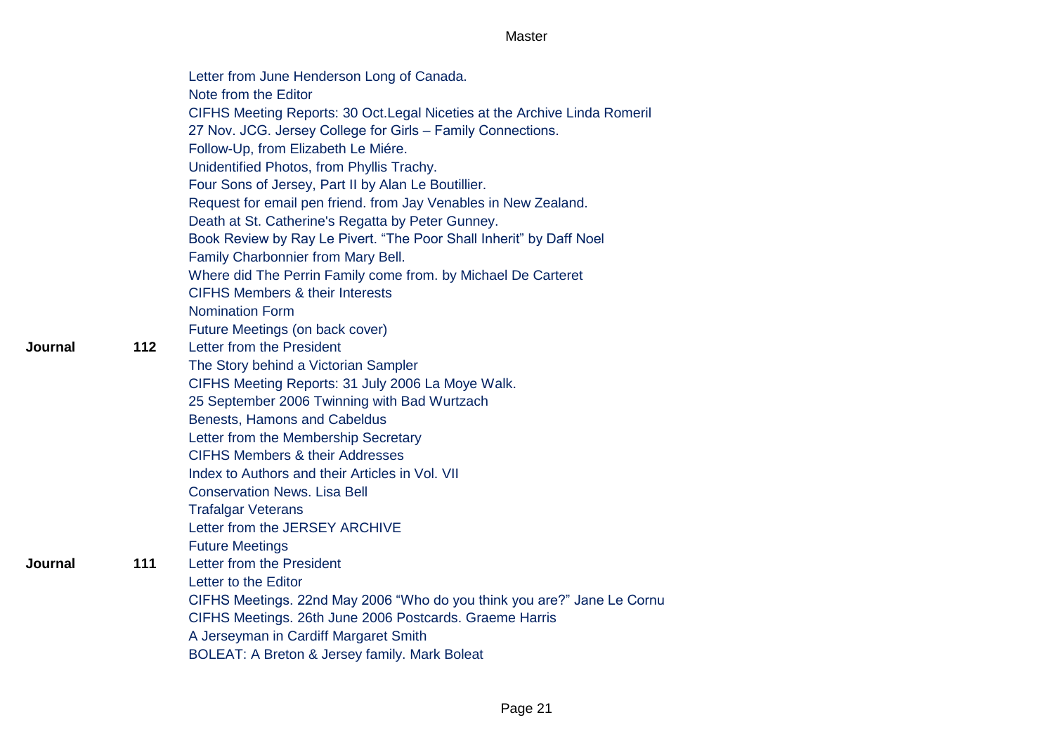| | | |
|---|---|---|
| | | Letter from June Henderson Long of Canada. |
| | | Note from the Editor |
| | | CIFHS Meeting Reports: 30 Oct.Legal Niceties at the Archive Linda Romeril |
| | | 27 Nov. JCG. Jersey College for Girls – Family Connections. |
| | | Follow-Up, from Elizabeth Le Miére. |
| | | Unidentified Photos, from Phyllis Trachy. |
| | | Four Sons of Jersey, Part II by Alan Le Boutillier. |
| | | Request for email pen friend. from Jay Venables in New Zealand. |
| | | Death at St. Catherine's Regatta by Peter Gunney. |
| | | Book Review by Ray Le Pivert. "The Poor Shall Inherit" by Daff Noel |
| | | Family Charbonnier from Mary Bell. |
| | | Where did The Perrin Family come from. by Michael De Carteret |
| | | CIFHS Members & their Interests |
| | | Nomination Form |
| | | Future Meetings (on back cover) |
| **Journal** | **112** | Letter from the President |
| | | The Story behind a Victorian Sampler |
| | | CIFHS Meeting Reports: 31 July 2006 La Moye Walk. |
| | | 25 September 2006 Twinning with Bad Wurtzach |
| | | Benests, Hamons and Cabeldus |
| | | Letter from the Membership Secretary |
| | | CIFHS Members & their Addresses |
| | | Index to Authors and their Articles in Vol. VII |
| | | Conservation News. Lisa Bell |
| | | Trafalgar Veterans |
| | | Letter from the JERSEY ARCHIVE |
| | | Future Meetings |
| **Journal** | **111** | Letter from the President |
| | | Letter to the Editor |
| | | CIFHS Meetings. 22nd May 2006 "Who do you think you are?" Jane Le Cornu |
| | | CIFHS Meetings. 26th June 2006 Postcards. Graeme Harris |
| | | A Jerseyman in Cardiff Margaret Smith |
| | | BOLEAT: A Breton & Jersey family. Mark Boleat |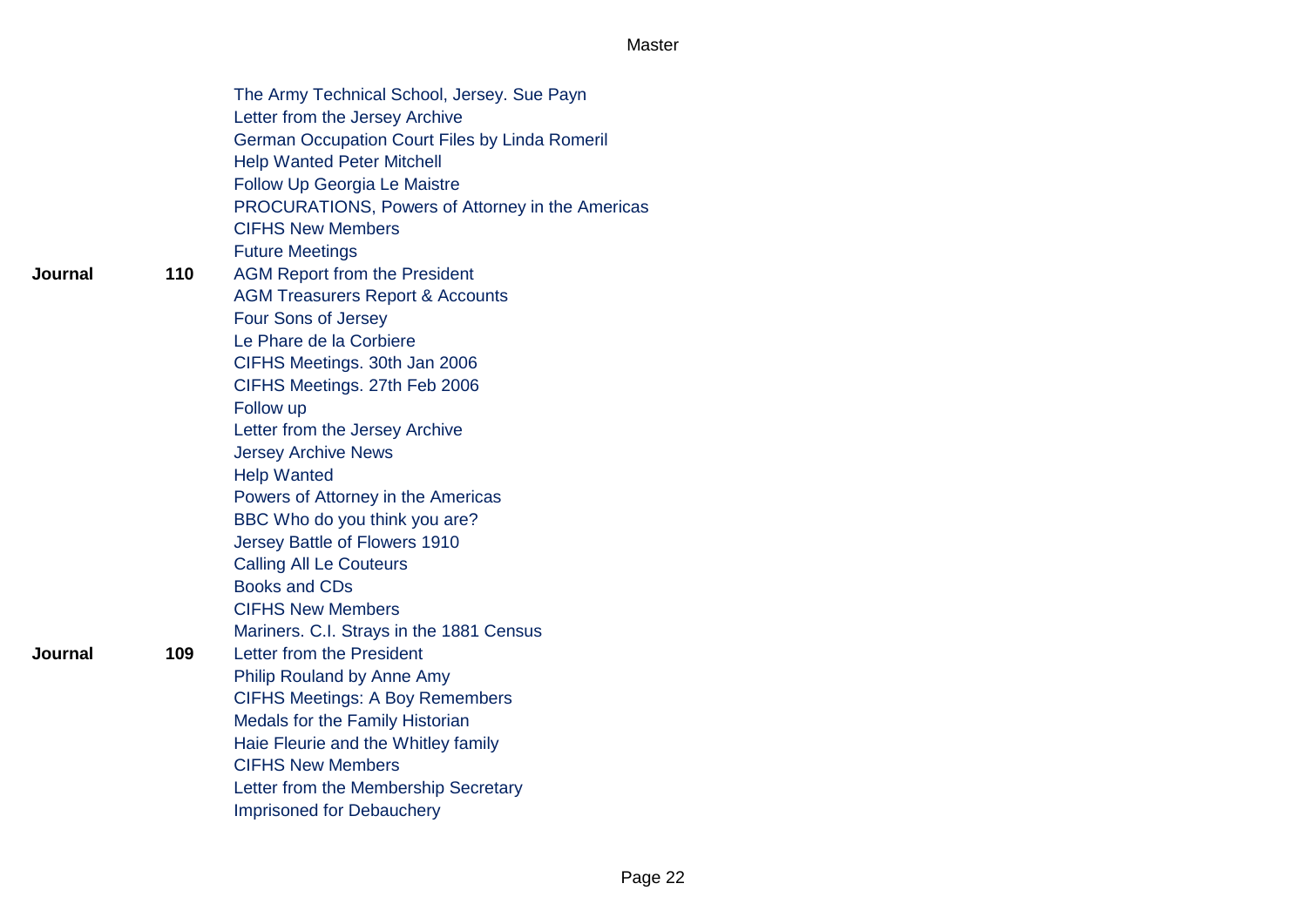| | | |
|---|---|---|
| | | The Army Technical School, Jersey. Sue Payn |
| | | Letter from the Jersey Archive |
| | | German Occupation Court Files by Linda Romeril |
| | | Help Wanted Peter Mitchell |
| | | Follow Up Georgia Le Maistre |
| | | PROCURATIONS, Powers of Attorney in the Americas |
| | | CIFHS New Members |
| | | Future Meetings |
| **Journal** | **110** | AGM Report from the President |
| | | AGM Treasurers Report & Accounts |
| | | Four Sons of Jersey |
| | | Le Phare de la Corbiere |
| | | CIFHS Meetings. 30th Jan 2006 |
| | | CIFHS Meetings. 27th Feb 2006 |
| | | Follow up |
| | | Letter from the Jersey Archive |
| | | Jersey Archive News |
| | | Help Wanted |
| | | Powers of Attorney in the Americas |
| | | BBC Who do you think you are? |
| | | Jersey Battle of Flowers 1910 |
| | | Calling All Le Couteurs |
| | | Books and CDs |
| | | CIFHS New Members |
| | | Mariners. C.I. Strays in the 1881 Census |
| **Journal** | **109** | Letter from the President |
| | | Philip Rouland by Anne Amy |
| | | CIFHS Meetings: A Boy Remembers |
| | | Medals for the Family Historian |
| | | Haie Fleurie and the Whitley family |
| | | CIFHS New Members |
| | | Letter from the Membership Secretary |
| | | Imprisoned for Debauchery |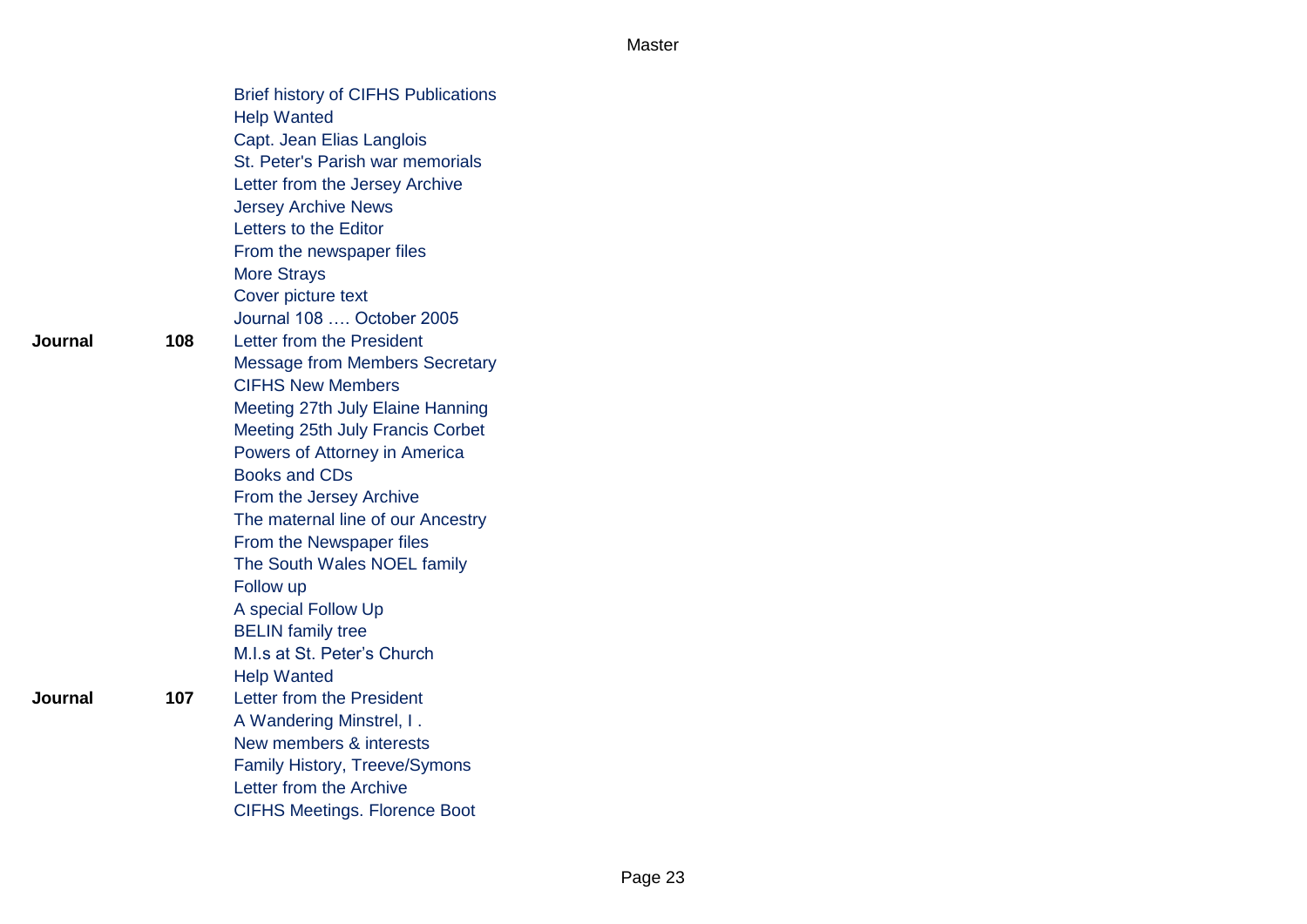| | | |
|---|---|---|
| | | Brief history of CIFHS Publications |
| | | Help Wanted |
| | | Capt. Jean Elias Langlois |
| | | St. Peter's Parish war memorials |
| | | Letter from the Jersey Archive |
| | | Jersey Archive News |
| | | Letters to the Editor |
| | | From the newspaper files |
| | | More Strays |
| | | Cover picture text |
| | | Journal 108 …. October 2005 |
| **Journal** | **108** | Letter from the President |
| | | Message from Members Secretary |
| | | CIFHS New Members |
| | | Meeting 27th July Elaine Hanning |
| | | Meeting 25th July Francis Corbet |
| | | Powers of Attorney in America |
| | | Books and CDs |
| | | From the Jersey Archive |
| | | The maternal line of our Ancestry |
| | | From the Newspaper files |
| | | The South Wales NOEL family |
| | | Follow up |
| | | A special Follow Up |
| | | BELIN family tree |
| | | M.I.s at St. Peter's Church |
| | | Help Wanted |
| **Journal** | **107** | Letter from the President |
| | | A Wandering Minstrel, I . |
| | | New members & interests |
| | | Family History, Treeve/Symons |
| | | Letter from the Archive |
| | | CIFHS Meetings. Florence Boot |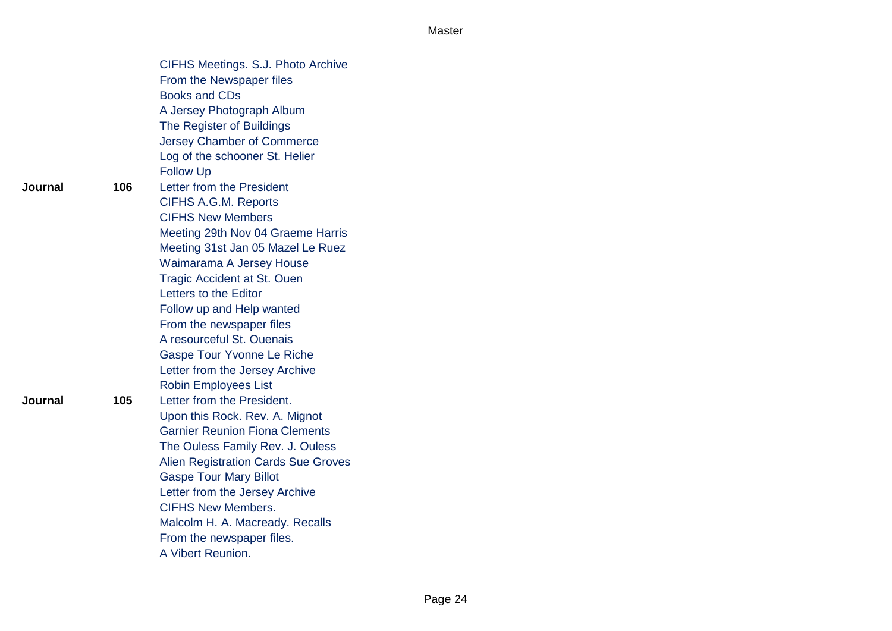| | | |
|---|---|---|
| | | CIFHS Meetings. S.J. Photo Archive |
| | | From the Newspaper files |
| | | Books and CDs |
| | | A Jersey Photograph Album |
| | | The Register of Buildings |
| | | Jersey Chamber of Commerce |
| | | Log of the schooner St. Helier |
| | | Follow Up |
| **Journal** | **106** | Letter from the President |
| | | CIFHS A.G.M. Reports |
| | | CIFHS New Members |
| | | Meeting 29th Nov 04 Graeme Harris |
| | | Meeting 31st Jan 05 Mazel Le Ruez |
| | | Waimarama A Jersey House |
| | | Tragic Accident at St. Ouen |
| | | Letters to the Editor |
| | | Follow up and Help wanted |
| | | From the newspaper files |
| | | A resourceful St. Ouenais |
| | | Gaspe Tour Yvonne Le Riche |
| | | Letter from the Jersey Archive |
| | | Robin Employees List |
| **Journal** | **105** | Letter from the President. |
| | | Upon this Rock. Rev. A. Mignot |
| | | Garnier Reunion Fiona Clements |
| | | The Ouless Family Rev. J. Ouless |
| | | Alien Registration Cards Sue Groves |
| | | Gaspe Tour Mary Billot |
| | | Letter from the Jersey Archive |
| | | CIFHS New Members. |
| | | Malcolm H. A. Macready. Recalls |
| | | From the newspaper files. |
| | | A Vibert Reunion. |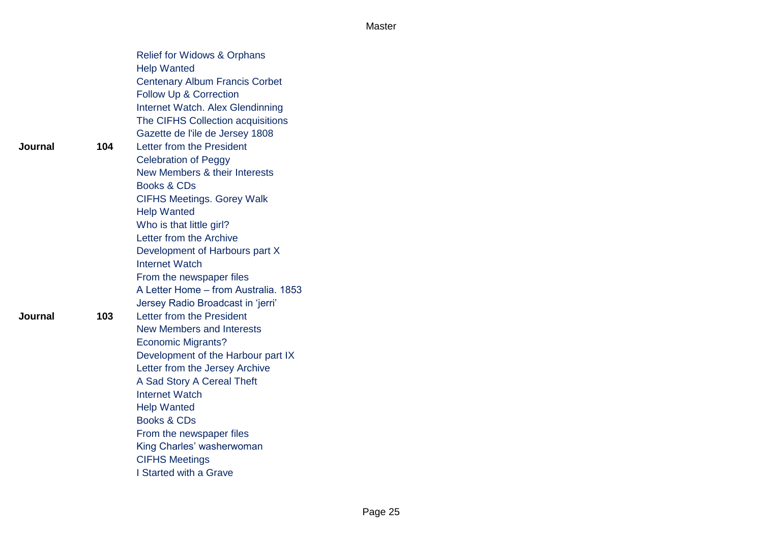| | | |
|---|---|---|
| | | Relief for Widows & Orphans |
| | | Help Wanted |
| | | Centenary Album Francis Corbet |
| | | Follow Up & Correction |
| | | Internet Watch. Alex Glendinning |
| | | The CIFHS Collection acquisitions |
| | | Gazette de l'ile de Jersey 1808 |
| **Journal** | **104** | Letter from the President |
| | | Celebration of Peggy |
| | | New Members & their Interests |
| | | Books & CDs |
| | | CIFHS Meetings. Gorey Walk |
| | | Help Wanted |
| | | Who is that little girl? |
| | | Letter from the Archive |
| | | Development of Harbours part X |
| | | Internet Watch |
| | | From the newspaper files |
| | | A Letter Home – from Australia. 1853 |
| | | Jersey Radio Broadcast in 'jerri' |
| **Journal** | **103** | Letter from the President |
| | | New Members and Interests |
| | | Economic Migrants? |
| | | Development of the Harbour part IX |
| | | Letter from the Jersey Archive |
| | | A Sad Story A Cereal Theft |
| | | Internet Watch |
| | | Help Wanted |
| | | Books & CDs |
| | | From the newspaper files |
| | | King Charles' washerwoman |
| | | CIFHS Meetings |
| | | I Started with a Grave |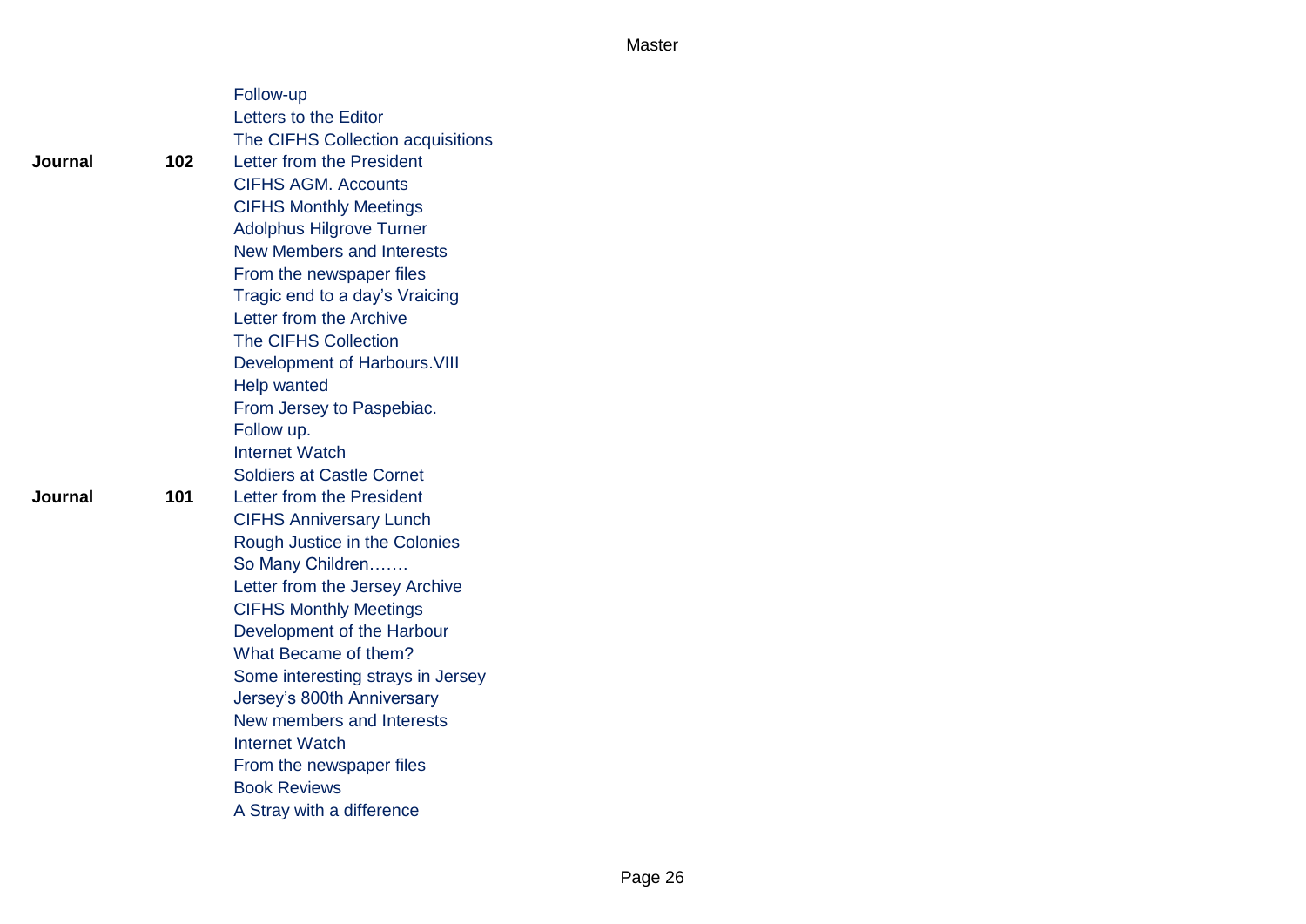| | | |
|---|---|---|
| | | Follow-up |
| | | Letters to the Editor |
| | | The CIFHS Collection acquisitions |
| **Journal** | **102** | Letter from the President |
| | | CIFHS AGM. Accounts |
| | | CIFHS Monthly Meetings |
| | | Adolphus Hilgrove Turner |
| | | New Members and Interests |
| | | From the newspaper files |
| | | Tragic end to a day's Vraicing |
| | | Letter from the Archive |
| | | The CIFHS Collection |
| | | Development of Harbours.VIII |
| | | Help wanted |
| | | From Jersey to Paspebiac. |
| | | Follow up. |
| | | Internet Watch |
| | | Soldiers at Castle Cornet |
| **Journal** | **101** | Letter from the President |
| | | CIFHS Anniversary Lunch |
| | | Rough Justice in the Colonies |
| | | So Many Children……. |
| | | Letter from the Jersey Archive |
| | | CIFHS Monthly Meetings |
| | | Development of the Harbour |
| | | What Became of them? |
| | | Some interesting strays in Jersey |
| | | Jersey's 800th Anniversary |
| | | New members and Interests |
| | | Internet Watch |
| | | From the newspaper files |
| | | Book Reviews |
| | | A Stray with a difference |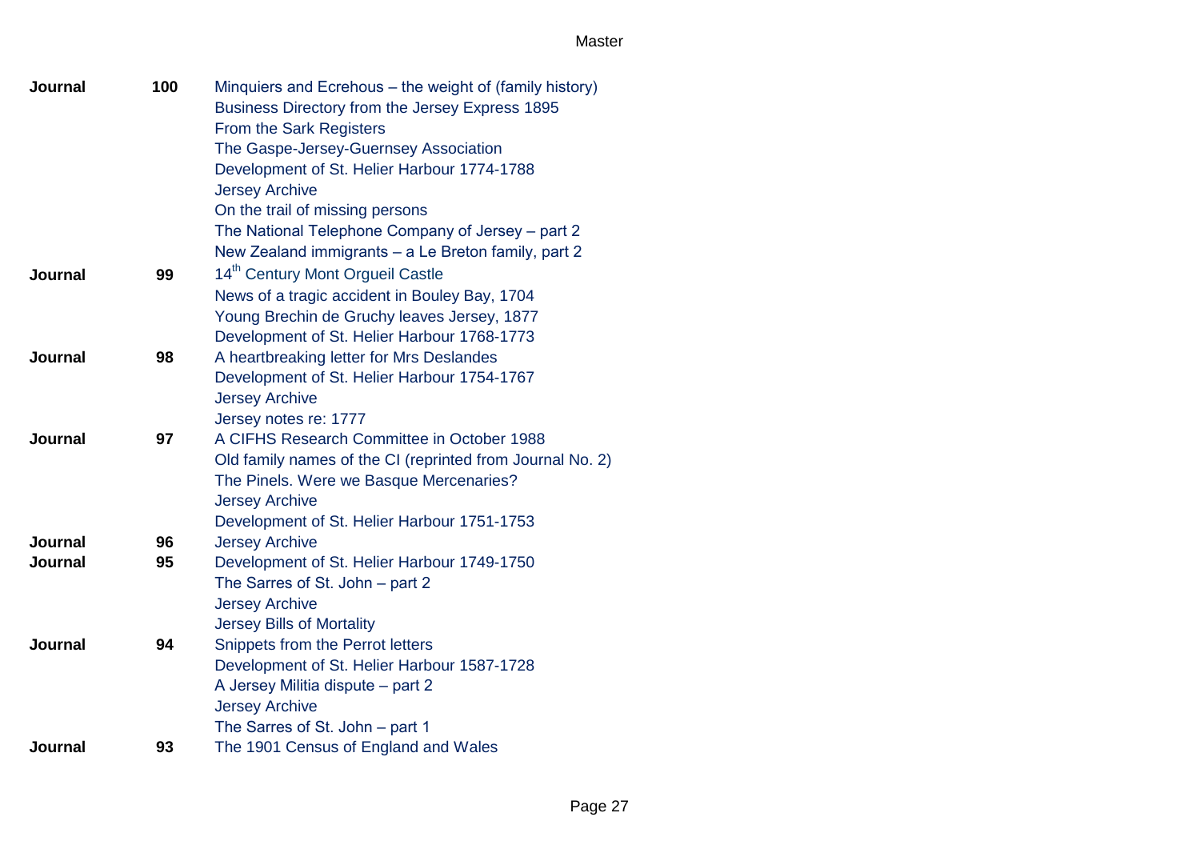| | | |
|---|---|---|
| **Journal** | **100** | Minquiers and Ecrehous – the weight of (family history) |
| | | Business Directory from the Jersey Express 1895 |
| | | From the Sark Registers |
| | | The Gaspe-Jersey-Guernsey Association |
| | | Development of St. Helier Harbour 1774-1788 |
| | | Jersey Archive |
| | | On the trail of missing persons |
| | | The National Telephone Company of Jersey – part 2 |
| | | New Zealand immigrants – a Le Breton family, part 2 |
| **Journal** | **99** | 14th Century Mont Orgueil Castle |
| | | News of a tragic accident in Bouley Bay, 1704 |
| | | Young Brechin de Gruchy leaves Jersey, 1877 |
| | | Development of St. Helier Harbour 1768-1773 |
| **Journal** | **98** | A heartbreaking letter for Mrs Deslandes |
| | | Development of St. Helier Harbour 1754-1767 |
| | | Jersey Archive |
| | | Jersey notes re: 1777 |
| **Journal** | **97** | A CIFHS Research Committee in October 1988 |
| | | Old family names of the CI (reprinted from Journal No. 2) |
| | | The Pinels. Were we Basque Mercenaries? |
| | | Jersey Archive |
| | | Development of St. Helier Harbour 1751-1753 |
| **Journal** | **96** | Jersey Archive |
| **Journal** | **95** | Development of St. Helier Harbour 1749-1750 |
| | | The Sarres of St. John – part 2 |
| | | Jersey Archive |
| | | Jersey Bills of Mortality |
| **Journal** | **94** | Snippets from the Perrot letters |
| | | Development of St. Helier Harbour 1587-1728 |
| | | A Jersey Militia dispute – part 2 |
| | | Jersey Archive |
| | | The Sarres of St. John – part 1 |
| **Journal** | **93** | The 1901 Census of England and Wales |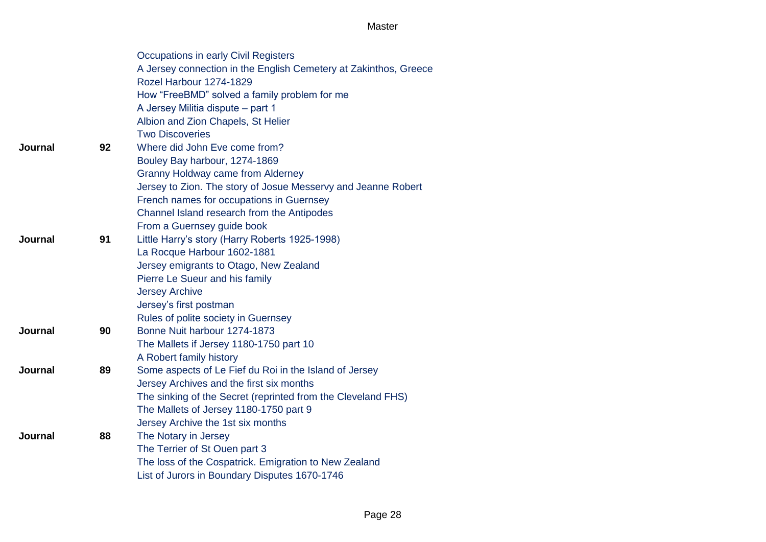| | | |
|---|---|---|
| | | Occupations in early Civil Registers |
| | | A Jersey connection in the English Cemetery at Zakinthos, Greece |
| | | Rozel Harbour 1274-1829 |
| | | How “FreeBMD” solved a family problem for me |
| | | A Jersey Militia dispute – part 1 |
| | | Albion and Zion Chapels, St Helier |
| | | Two Discoveries |
| **Journal** | **92** | Where did John Eve come from? |
| | | Bouley Bay harbour, 1274-1869 |
| | | Granny Holdway came from Alderney |
| | | Jersey to Zion. The story of Josue Messervy and Jeanne Robert |
| | | French names for occupations in Guernsey |
| | | Channel Island research from the Antipodes |
| | | From a Guernsey guide book |
| **Journal** | **91** | Little Harry’s story (Harry Roberts 1925-1998) |
| | | La Rocque Harbour 1602-1881 |
| | | Jersey emigrants to Otago, New Zealand |
| | | Pierre Le Sueur and his family |
| | | Jersey Archive |
| | | Jersey’s first postman |
| | | Rules of polite society in Guernsey |
| **Journal** | **90** | Bonne Nuit harbour 1274-1873 |
| | | The Mallets if Jersey 1180-1750 part 10 |
| | | A Robert family history |
| **Journal** | **89** | Some aspects of Le Fief du Roi in the Island of Jersey |
| | | Jersey Archives and the first six months |
| | | The sinking of the Secret (reprinted from the Cleveland FHS) |
| | | The Mallets of Jersey 1180-1750 part 9 |
| | | Jersey Archive the 1st six months |
| **Journal** | **88** | The Notary in Jersey |
| | | The Terrier of St Ouen part 3 |
| | | The loss of the Cospatrick. Emigration to New Zealand |
| | | List of Jurors in Boundary Disputes 1670-1746 |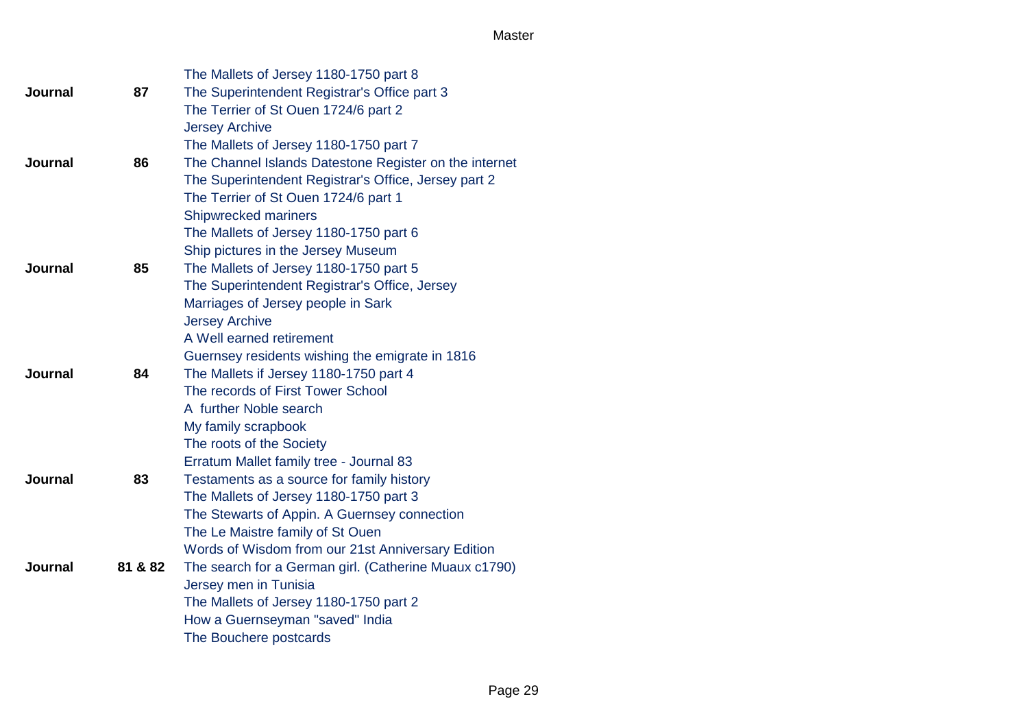| | | |
|---|---|---|
| | | The Mallets of Jersey 1180-1750 part 8 |
| **Journal** | **87** | The Superintendent Registrar's Office part 3 |
| | | The Terrier of St Ouen 1724/6 part 2 |
| | | Jersey Archive |
| | | The Mallets of Jersey 1180-1750 part 7 |
| **Journal** | **86** | The Channel Islands Datestone Register on the internet |
| | | The Superintendent Registrar's Office, Jersey part 2 |
| | | The Terrier of St Ouen 1724/6 part 1 |
| | | Shipwrecked mariners |
| | | The Mallets of Jersey 1180-1750 part 6 |
| | | Ship pictures in the Jersey Museum |
| **Journal** | **85** | The Mallets of Jersey 1180-1750 part 5 |
| | | The Superintendent Registrar's Office, Jersey |
| | | Marriages of Jersey people in Sark |
| | | Jersey Archive |
| | | A Well earned retirement |
| | | Guernsey residents wishing the emigrate in 1816 |
| **Journal** | **84** | The Mallets if Jersey 1180-1750 part 4 |
| | | The records of First Tower School |
| | | A further Noble search |
| | | My family scrapbook |
| | | The roots of the Society |
| | | Erratum Mallet family tree - Journal 83 |
| **Journal** | **83** | Testaments as a source for family history |
| | | The Mallets of Jersey 1180-1750 part 3 |
| | | The Stewarts of Appin. A Guernsey connection |
| | | The Le Maistre family of St Ouen |
| | | Words of Wisdom from our 21st Anniversary Edition |
| **Journal** | **81 & 82** | The search for a German girl. (Catherine Muaux c1790) |
| | | Jersey men in Tunisia |
| | | The Mallets of Jersey 1180-1750 part 2 |
| | | How a Guernseyman "saved" India |
| | | The Bouchere postcards |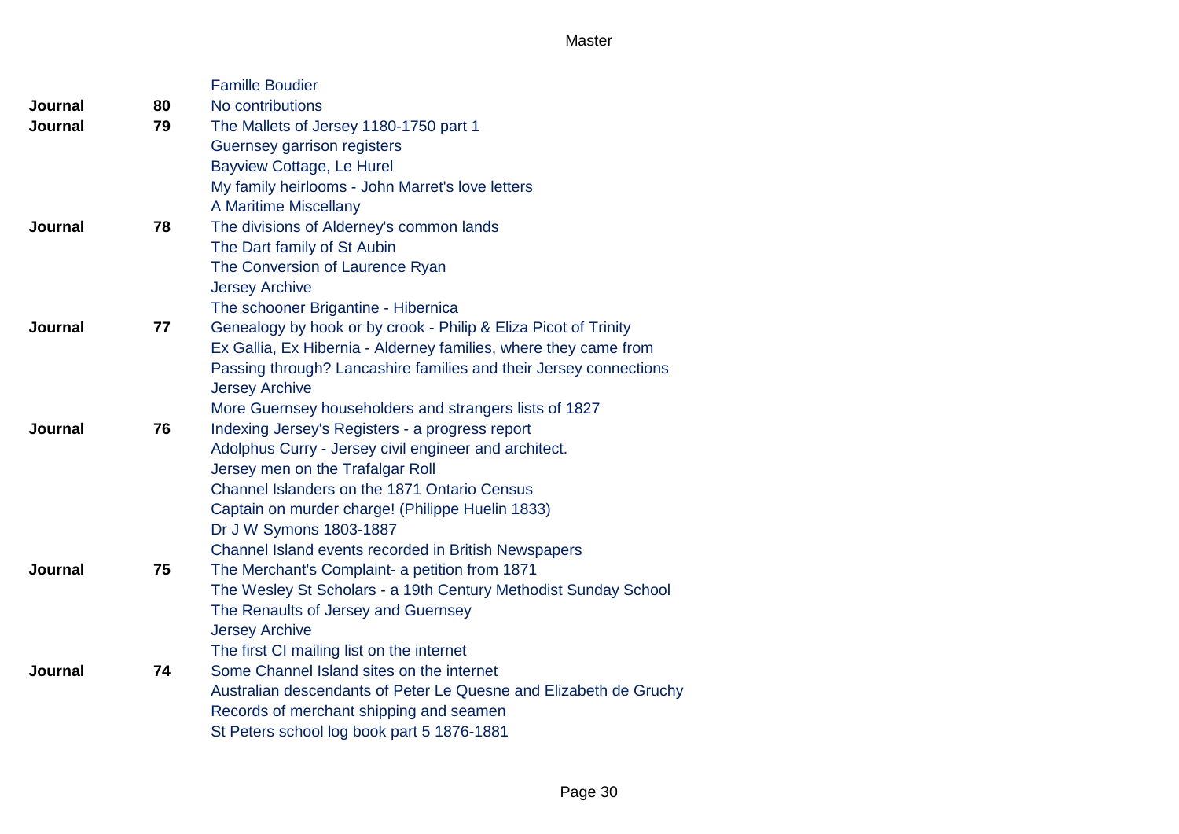| | | |
|---|---|---|
| | | Famille Boudier |
| **Journal** | **80** | No contributions |
| **Journal** | **79** | The Mallets of Jersey 1180-1750 part 1 |
| | | Guernsey garrison registers |
| | | Bayview Cottage, Le Hurel |
| | | My family heirlooms - John Marret's love letters |
| | | A Maritime Miscellany |
| **Journal** | **78** | The divisions of Alderney's common lands |
| | | The Dart family of St Aubin |
| | | The Conversion of Laurence Ryan |
| | | Jersey Archive |
| | | The schooner Brigantine - Hibernica |
| **Journal** | **77** | Genealogy by hook or by crook - Philip & Eliza Picot of Trinity |
| | | Ex Gallia, Ex Hibernia - Alderney families, where they came from |
| | | Passing through? Lancashire families and their Jersey connections |
| | | Jersey Archive |
| | | More Guernsey householders and strangers lists of 1827 |
| **Journal** | **76** | Indexing Jersey's Registers - a progress report |
| | | Adolphus Curry - Jersey civil engineer and architect. |
| | | Jersey men on the Trafalgar Roll |
| | | Channel Islanders on the 1871 Ontario Census |
| | | Captain on murder charge! (Philippe Huelin 1833) |
| | | Dr J W Symons 1803-1887 |
| | | Channel Island events recorded in British Newspapers |
| **Journal** | **75** | The Merchant's Complaint- a petition from 1871 |
| | | The Wesley St Scholars - a 19th Century Methodist Sunday School |
| | | The Renaults of Jersey and Guernsey |
| | | Jersey Archive |
| | | The first CI mailing list on the internet |
| **Journal** | **74** | Some Channel Island sites on the internet |
| | | Australian descendants of Peter Le Quesne and Elizabeth de Gruchy |
| | | Records of merchant shipping and seamen |
| | | St Peters school log book part 5 1876-1881 |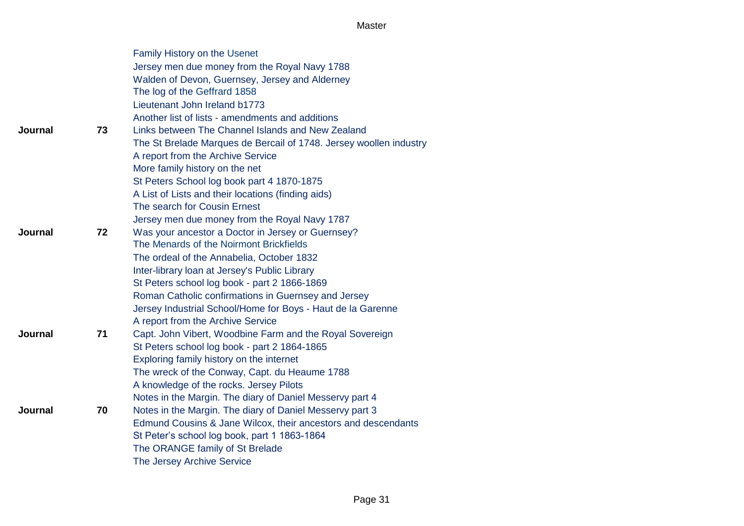| | | |
|---|---|---|
| | | Family History on the Usenet |
| | | Jersey men due money from the Royal Navy 1788 |
| | | Walden of Devon, Guernsey, Jersey and Alderney |
| | | The log of the Geffrard 1858 |
| | | Lieutenant John Ireland b1773 |
| | | Another list of lists - amendments and additions |
| **Journal** | **73** | Links between The Channel Islands and New Zealand |
| | | The St Brelade Marques de Bercail of 1748. Jersey woollen industry |
| | | A report from the Archive Service |
| | | More family history on the net |
| | | St Peters School log book part 4 1870-1875 |
| | | A List of Lists and their locations (finding aids) |
| | | The search for Cousin Ernest |
| | | Jersey men due money from the Royal Navy 1787 |
| **Journal** | **72** | Was your ancestor a Doctor in Jersey or Guernsey? |
| | | The Menards of the Noirmont Brickfields |
| | | The ordeal of the Annabelia, October 1832 |
| | | Inter-library loan at Jersey's Public Library |
| | | St Peters school log book - part 2 1866-1869 |
| | | Roman Catholic confirmations in Guernsey and Jersey |
| | | Jersey Industrial School/Home for Boys - Haut de la Garenne |
| | | A report from the Archive Service |
| **Journal** | **71** | Capt. John Vibert, Woodbine Farm and the Royal Sovereign |
| | | St Peters school log book - part 2 1864-1865 |
| | | Exploring family history on the internet |
| | | The wreck of the Conway, Capt. du Heaume 1788 |
| | | A knowledge of the rocks. Jersey Pilots |
| | | Notes in the Margin. The diary of Daniel Messervy part 4 |
| **Journal** | **70** | Notes in the Margin. The diary of Daniel Messervy part 3 |
| | | Edmund Cousins & Jane Wilcox, their ancestors and descendants |
| | | St Peter's school log book, part 1 1863-1864 |
| | | The ORANGE family of St Brelade |
| | | The Jersey Archive Service |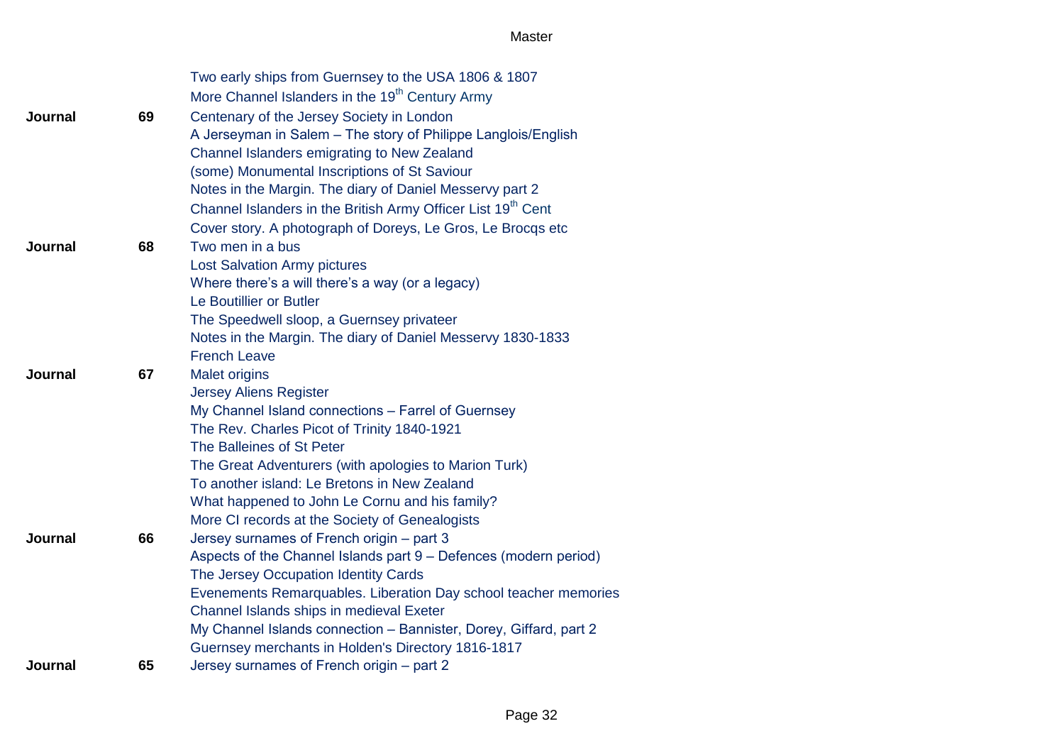| | | |
|---|---|---|
| | | Two early ships from Guernsey to the USA 1806 & 1807 |
| | | More Channel Islanders in the 19th Century Army |
| **Journal** | **69** | Centenary of the Jersey Society in London |
| | | A Jerseyman in Salem – The story of Philippe Langlois/English |
| | | Channel Islanders emigrating to New Zealand |
| | | (some) Monumental Inscriptions of St Saviour |
| | | Notes in the Margin. The diary of Daniel Messervy part 2 |
| | | Channel Islanders in the British Army Officer List 19th Cent |
| | | Cover story. A photograph of Doreys, Le Gros, Le Brocqs etc |
| **Journal** | **68** | Two men in a bus |
| | | Lost Salvation Army pictures |
| | | Where there's a will there's a way (or a legacy) |
| | | Le Boutillier or Butler |
| | | The Speedwell sloop, a Guernsey privateer |
| | | Notes in the Margin. The diary of Daniel Messervy 1830-1833 |
| | | French Leave |
| **Journal** | **67** | Malet origins |
| | | Jersey Aliens Register |
| | | My Channel Island connections – Farrel of Guernsey |
| | | The Rev. Charles Picot of Trinity 1840-1921 |
| | | The Balleines of St Peter |
| | | The Great Adventurers (with apologies to Marion Turk) |
| | | To another island: Le Bretons in New Zealand |
| | | What happened to John Le Cornu and his family? |
| | | More CI records at the Society of Genealogists |
| **Journal** | **66** | Jersey surnames of French origin – part 3 |
| | | Aspects of the Channel Islands part 9 – Defences (modern period) |
| | | The Jersey Occupation Identity Cards |
| | | Evenements Remarquables. Liberation Day school teacher memories |
| | | Channel Islands ships in medieval Exeter |
| | | My Channel Islands connection – Bannister, Dorey, Giffard, part 2 |
| | | Guernsey merchants in Holden's Directory 1816-1817 |
| **Journal** | **65** | Jersey surnames of French origin – part 2 |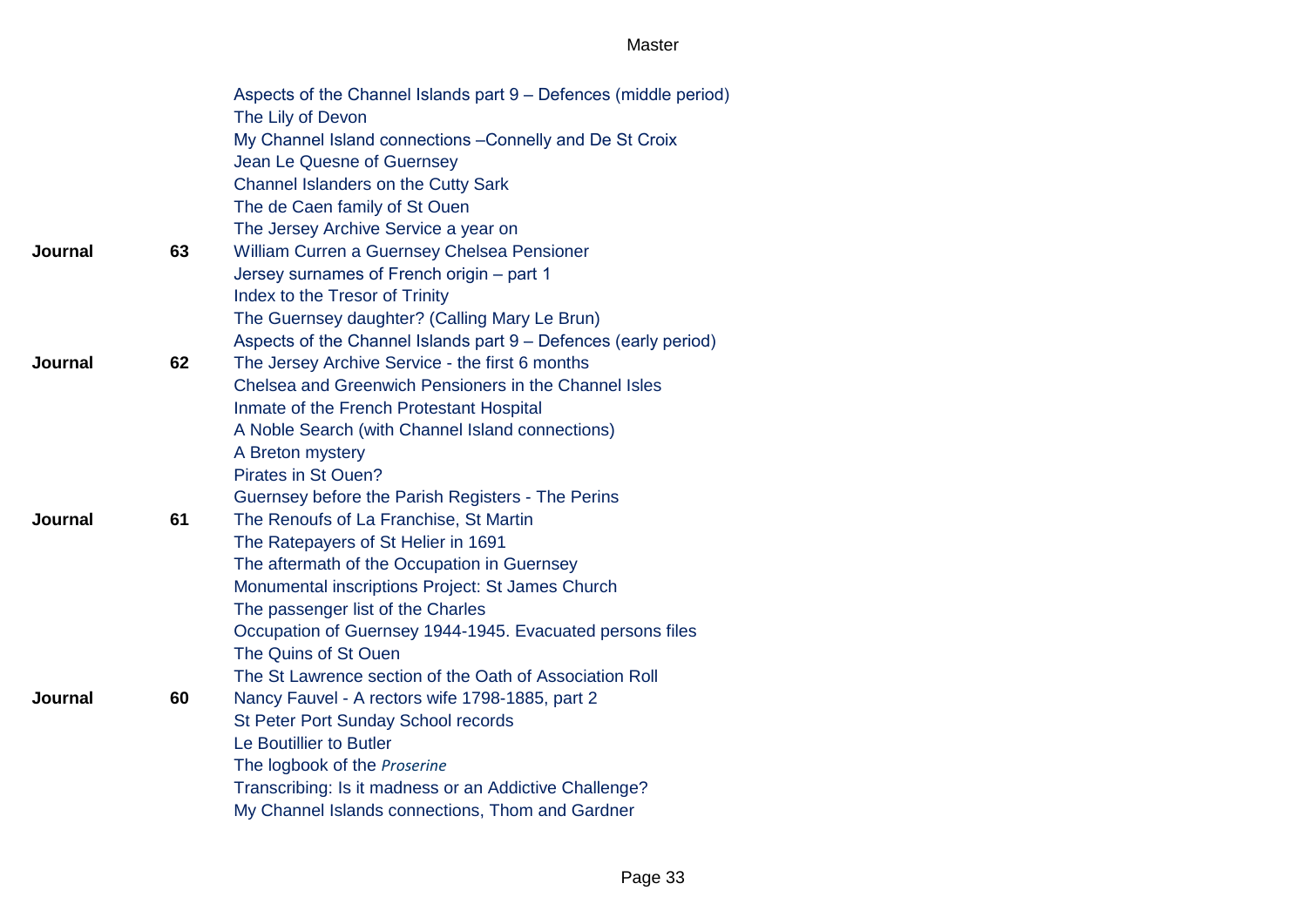| | | |
|---|---|---|
| | | Aspects of the Channel Islands part 9 – Defences (middle period) |
| | | The Lily of Devon |
| | | My Channel Island connections –Connelly and De St Croix |
| | | Jean Le Quesne of Guernsey |
| | | Channel Islanders on the Cutty Sark |
| | | The de Caen family of St Ouen |
| | | The Jersey Archive Service a year on |
| **Journal** | **63** | William Curren a Guernsey Chelsea Pensioner |
| | | Jersey surnames of French origin – part 1 |
| | | Index to the Tresor of Trinity |
| | | The Guernsey daughter? (Calling Mary Le Brun) |
| | | Aspects of the Channel Islands part 9 – Defences (early period) |
| **Journal** | **62** | The Jersey Archive Service - the first 6 months |
| | | Chelsea and Greenwich Pensioners in the Channel Isles |
| | | Inmate of the French Protestant Hospital |
| | | A Noble Search (with Channel Island connections) |
| | | A Breton mystery |
| | | Pirates in St Ouen? |
| | | Guernsey before the Parish Registers - The Perins |
| **Journal** | **61** | The Renoufs of La Franchise, St Martin |
| | | The Ratepayers of St Helier in 1691 |
| | | The aftermath of the Occupation in Guernsey |
| | | Monumental inscriptions Project: St James Church |
| | | The passenger list of the Charles |
| | | Occupation of Guernsey 1944-1945. Evacuated persons files |
| | | The Quins of St Ouen |
| | | The St Lawrence section of the Oath of Association Roll |
| **Journal** | **60** | Nancy Fauvel - A rectors wife 1798-1885, part 2 |
| | | St Peter Port Sunday School records |
| | | Le Boutillier to Butler |
| | | The logbook of the *Proserine* |
| | | Transcribing: Is it madness or an Addictive Challenge? |
| | | My Channel Islands connections, Thom and Gardner |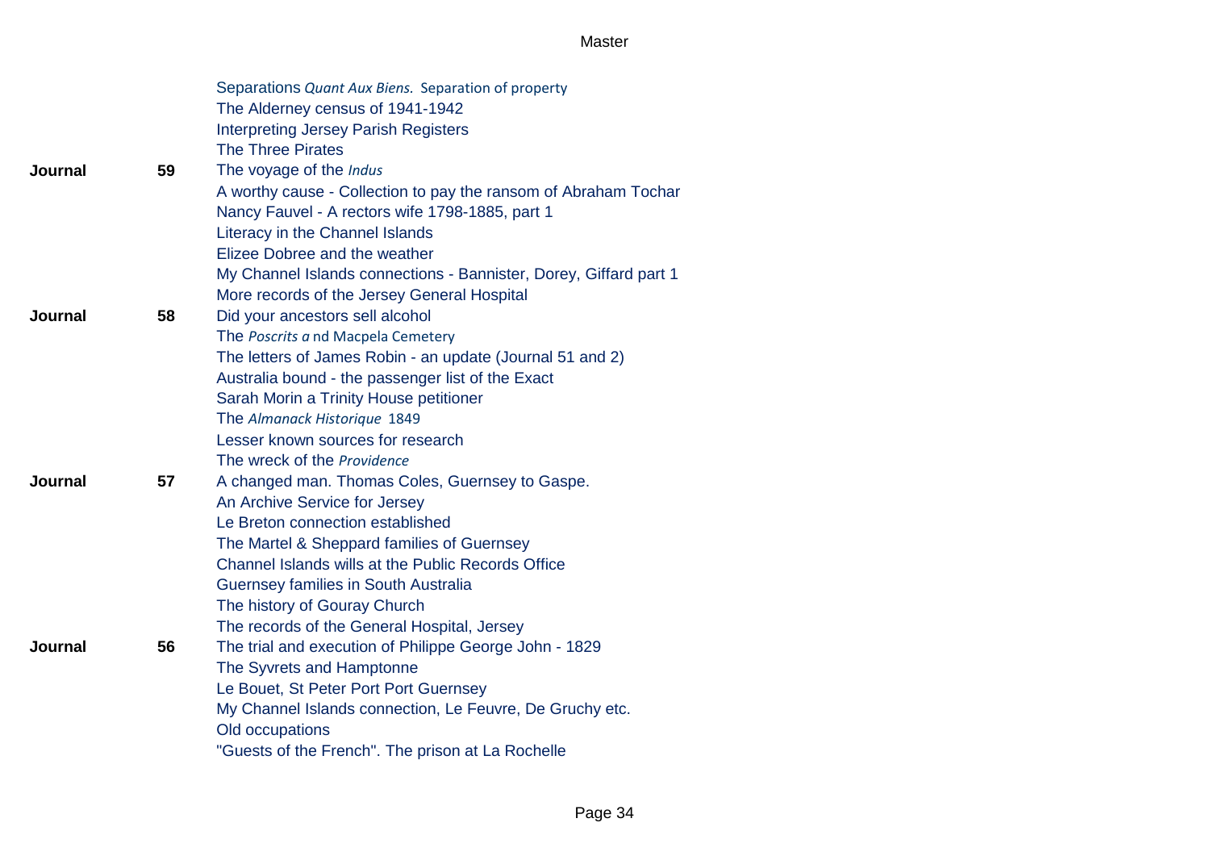| | | |
|---|---|---|
| | | Separations *Quant Aux Biens.* Separation of property |
| | | The Alderney census of 1941-1942 |
| | | Interpreting Jersey Parish Registers |
| | | The Three Pirates |
| **Journal** | **59** | The voyage of the *Indus* |
| | | A worthy cause - Collection to pay the ransom of Abraham Tochar |
| | | Nancy Fauvel - A rectors wife 1798-1885, part 1 |
| | | Literacy in the Channel Islands |
| | | Elizee Dobree and the weather |
| | | My Channel Islands connections - Bannister, Dorey, Giffard part 1 |
| | | More records of the Jersey General Hospital |
| **Journal** | **58** | Did your ancestors sell alcohol |
| | | The *Poscrits a* nd Macpela Cemetery |
| | | The letters of James Robin - an update (Journal 51 and 2) |
| | | Australia bound - the passenger list of the Exact |
| | | Sarah Morin a Trinity House petitioner |
| | | The *Almanack Historique* 1849 |
| | | Lesser known sources for research |
| | | The wreck of the *Providence* |
| **Journal** | **57** | A changed man. Thomas Coles, Guernsey to Gaspe. |
| | | An Archive Service for Jersey |
| | | Le Breton connection established |
| | | The Martel & Sheppard families of Guernsey |
| | | Channel Islands wills at the Public Records Office |
| | | Guernsey families in South Australia |
| | | The history of Gouray Church |
| | | The records of the General Hospital, Jersey |
| **Journal** | **56** | The trial and execution of Philippe George John - 1829 |
| | | The Syvrets and Hamptonne |
| | | Le Bouet, St Peter Port Port Guernsey |
| | | My Channel Islands connection, Le Feuvre, De Gruchy etc. |
| | | Old occupations |
| | | "Guests of the French". The prison at La Rochelle |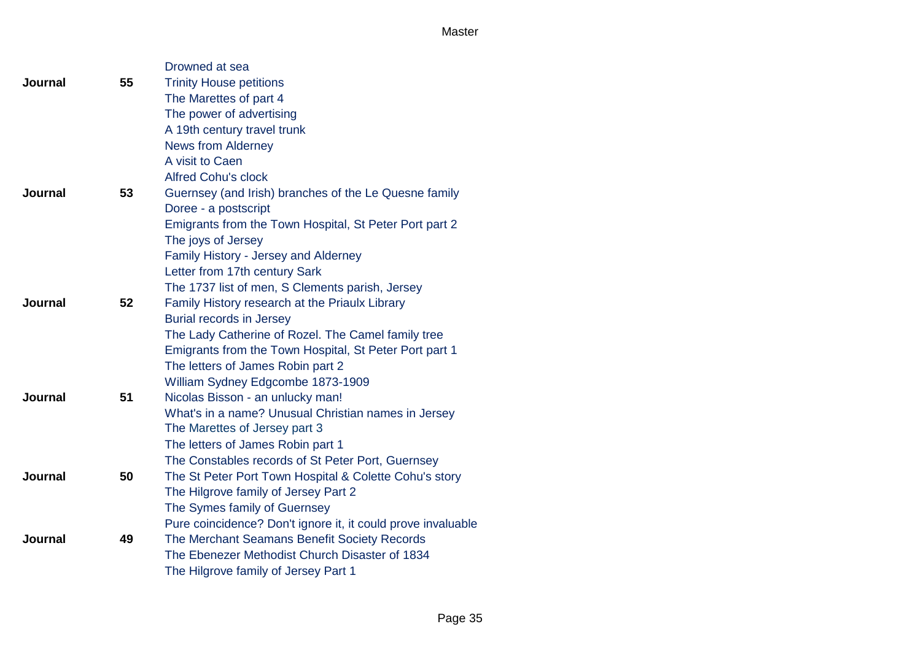| | | |
|---|---|---|
| | | Drowned at sea |
| **Journal** | **55** | Trinity House petitions |
| | | The Marettes of part 4 |
| | | The power of advertising |
| | | A 19th century travel trunk |
| | | News from Alderney |
| | | A visit to Caen |
| | | Alfred Cohu's clock |
| **Journal** | **53** | Guernsey (and Irish) branches of the Le Quesne family |
| | | Doree - a postscript |
| | | Emigrants from the Town Hospital, St Peter Port part 2 |
| | | The joys of Jersey |
| | | Family History - Jersey and Alderney |
| | | Letter from 17th century Sark |
| | | The 1737 list of men, S Clements parish, Jersey |
| **Journal** | **52** | Family History research at the Priaulx Library |
| | | Burial records in Jersey |
| | | The Lady Catherine of Rozel. The Camel family tree |
| | | Emigrants from the Town Hospital, St Peter Port part 1 |
| | | The letters of James Robin part 2 |
| | | William Sydney Edgcombe 1873-1909 |
| **Journal** | **51** | Nicolas Bisson - an unlucky man! |
| | | What's in a name? Unusual Christian names in Jersey |
| | | The Marettes of Jersey part 3 |
| | | The letters of James Robin part 1 |
| | | The Constables records of St Peter Port, Guernsey |
| **Journal** | **50** | The St Peter Port Town Hospital & Colette Cohu's story |
| | | The Hilgrove family of Jersey Part 2 |
| | | The Symes family of Guernsey |
| | | Pure coincidence? Don't ignore it, it could prove invaluable |
| **Journal** | **49** | The Merchant Seamans Benefit Society Records |
| | | The Ebenezer Methodist Church Disaster of 1834 |
| | | The Hilgrove family of Jersey Part 1 |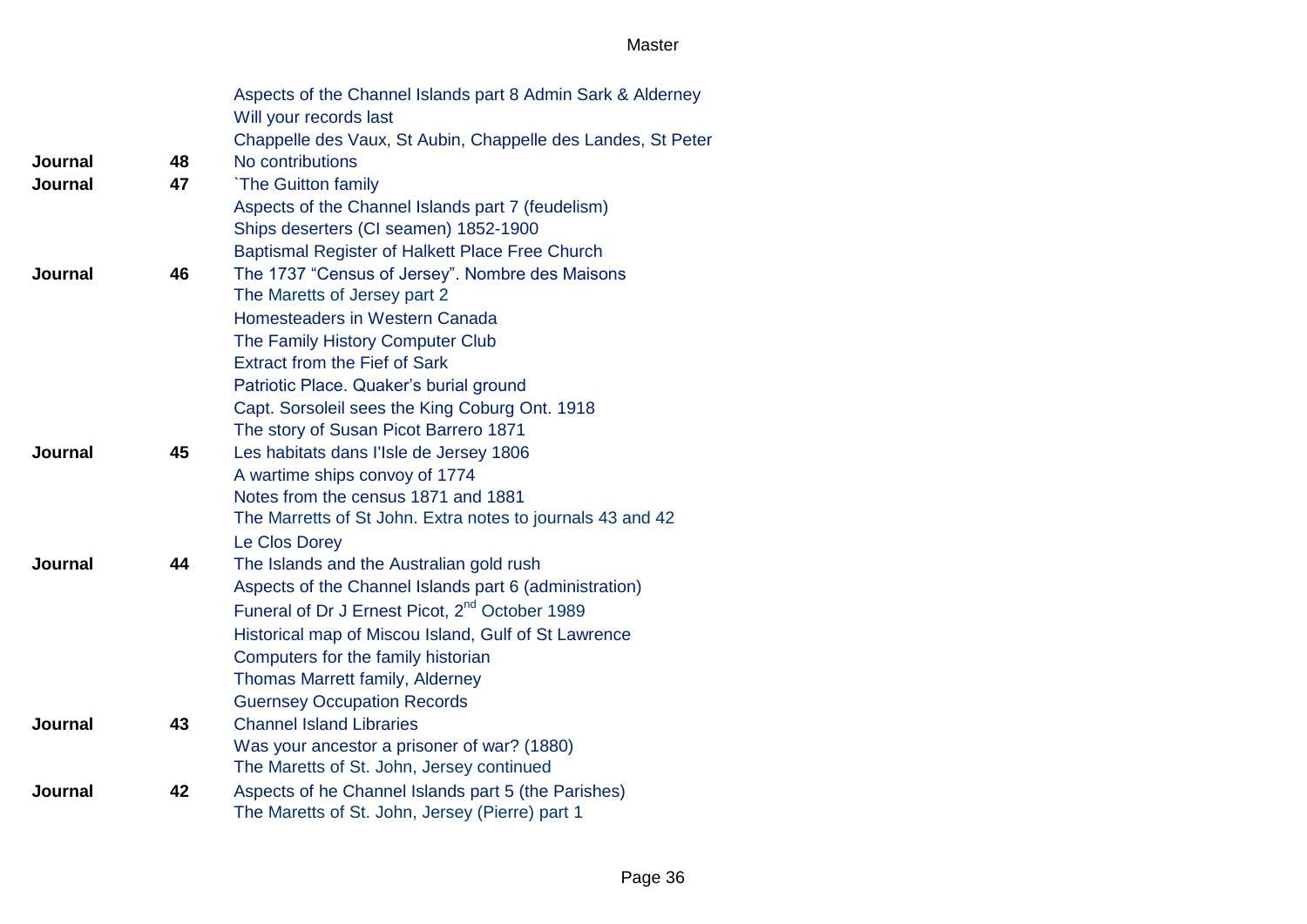| | | |
|---|---|---|
| | | Aspects of the Channel Islands part 8 Admin Sark & Alderney |
| | | Will your records last |
| | | Chappelle des Vaux, St Aubin, Chappelle des Landes, St Peter |
| **Journal** | **48** | No contributions |
| **Journal** | **47** | `The Guitton family |
| | | Aspects of the Channel Islands part 7 (feudelism) |
| | | Ships deserters (CI seamen) 1852-1900 |
| | | Baptismal Register of Halkett Place Free Church |
| **Journal** | **46** | The 1737 "Census of Jersey". Nombre des Maisons |
| | | The Maretts of Jersey part 2 |
| | | Homesteaders in Western Canada |
| | | The Family History Computer Club |
| | | Extract from the Fief of Sark |
| | | Patriotic Place. Quaker's burial ground |
| | | Capt. Sorsoleil sees the King Coburg Ont. 1918 |
| | | The story of Susan Picot Barrero 1871 |
| **Journal** | **45** | Les habitats dans I'Isle de Jersey 1806 |
| | | A wartime ships convoy of 1774 |
| | | Notes from the census 1871 and 1881 |
| | | The Marretts of St John. Extra notes to journals 43 and 42 |
| | | Le Clos Dorey |
| **Journal** | **44** | The Islands and the Australian gold rush |
| | | Aspects of the Channel Islands part 6 (administration) |
| | | Funeral of Dr J Ernest Picot, 2nd October 1989 |
| | | Historical map of Miscou Island, Gulf of St Lawrence |
| | | Computers for the family historian |
| | | Thomas Marrett family, Alderney |
| | | Guernsey Occupation Records |
| **Journal** | **43** | Channel Island Libraries |
| | | Was your ancestor a prisoner of war? (1880) |
| | | The Maretts of St. John, Jersey continued |
| **Journal** | **42** | Aspects of he Channel Islands part 5 (the Parishes) |
| | | The Maretts of St. John, Jersey (Pierre) part 1 |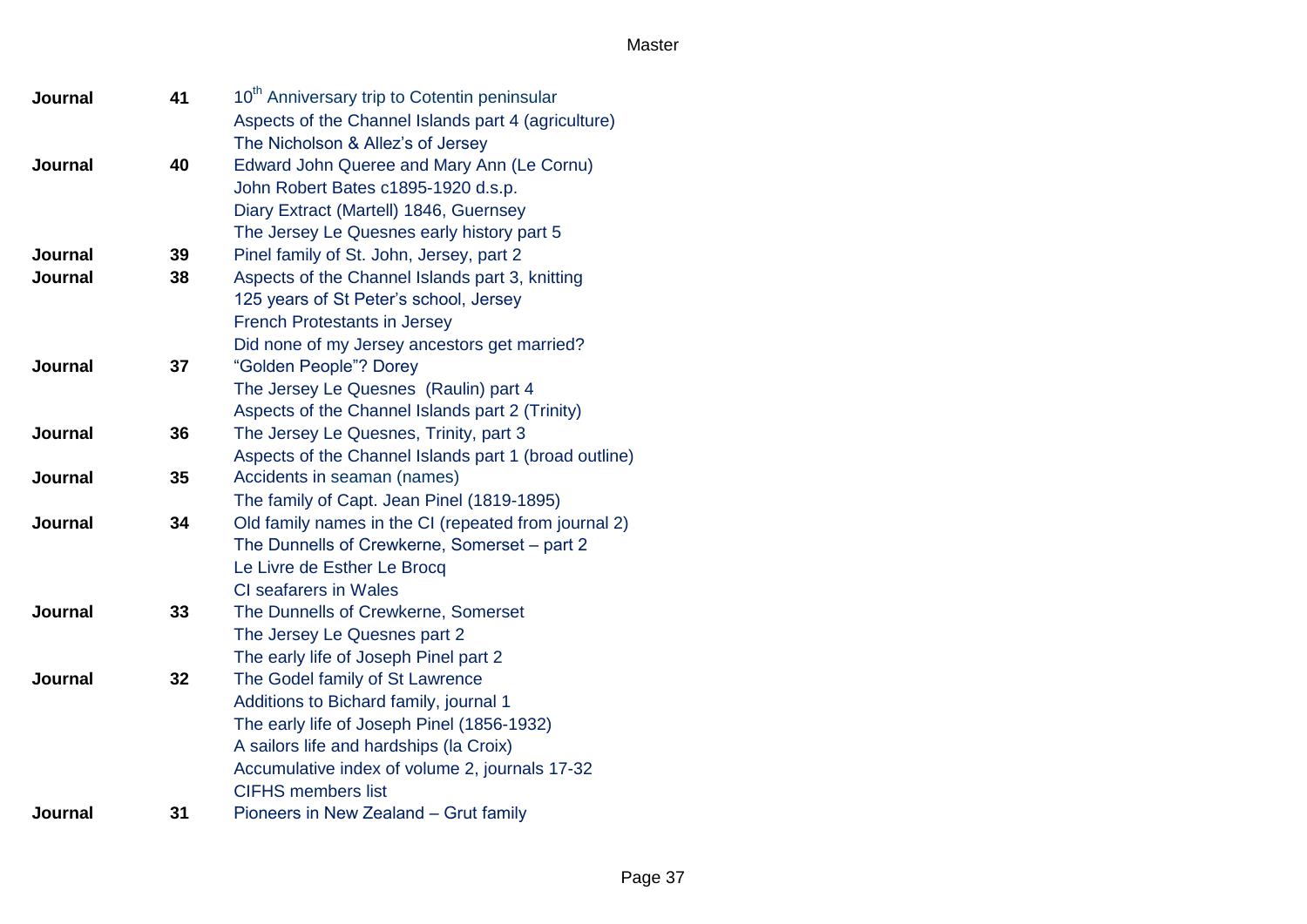| | | |
|---|---|---|
| **Journal** | **41** | 10th Anniversary trip to Cotentin peninsular |
| | | Aspects of the Channel Islands part 4 (agriculture) |
| | | The Nicholson & Allez's of Jersey |
| **Journal** | **40** | Edward John Queree and Mary Ann (Le Cornu) |
| | | John Robert Bates c1895-1920 d.s.p. |
| | | Diary Extract (Martell) 1846, Guernsey |
| | | The Jersey Le Quesnes early history part 5 |
| **Journal** | **39** | Pinel family of St. John, Jersey, part 2 |
| **Journal** | **38** | Aspects of the Channel Islands part 3, knitting |
| | | 125 years of St Peter's school, Jersey |
| | | French Protestants in Jersey |
| | | Did none of my Jersey ancestors get married? |
| **Journal** | **37** | "Golden People"? Dorey |
| | | The Jersey Le Quesnes (Raulin) part 4 |
| | | Aspects of the Channel Islands part 2 (Trinity) |
| **Journal** | **36** | The Jersey Le Quesnes, Trinity, part 3 |
| | | Aspects of the Channel Islands part 1 (broad outline) |
| **Journal** | **35** | Accidents in seaman (names) |
| | | The family of Capt. Jean Pinel (1819-1895) |
| **Journal** | **34** | Old family names in the CI (repeated from journal 2) |
| | | The Dunnells of Crewkerne, Somerset – part 2 |
| | | Le Livre de Esther Le Brocq |
| | | CI seafarers in Wales |
| **Journal** | **33** | The Dunnells of Crewkerne, Somerset |
| | | The Jersey Le Quesnes part 2 |
| | | The early life of Joseph Pinel part 2 |
| **Journal** | **32** | The Godel family of St Lawrence |
| | | Additions to Bichard family, journal 1 |
| | | The early life of Joseph Pinel (1856-1932) |
| | | A sailors life and hardships (la Croix) |
| | | Accumulative index of volume 2, journals 17-32 |
| | | CIFHS members list |
| **Journal** | **31** | Pioneers in New Zealand – Grut family |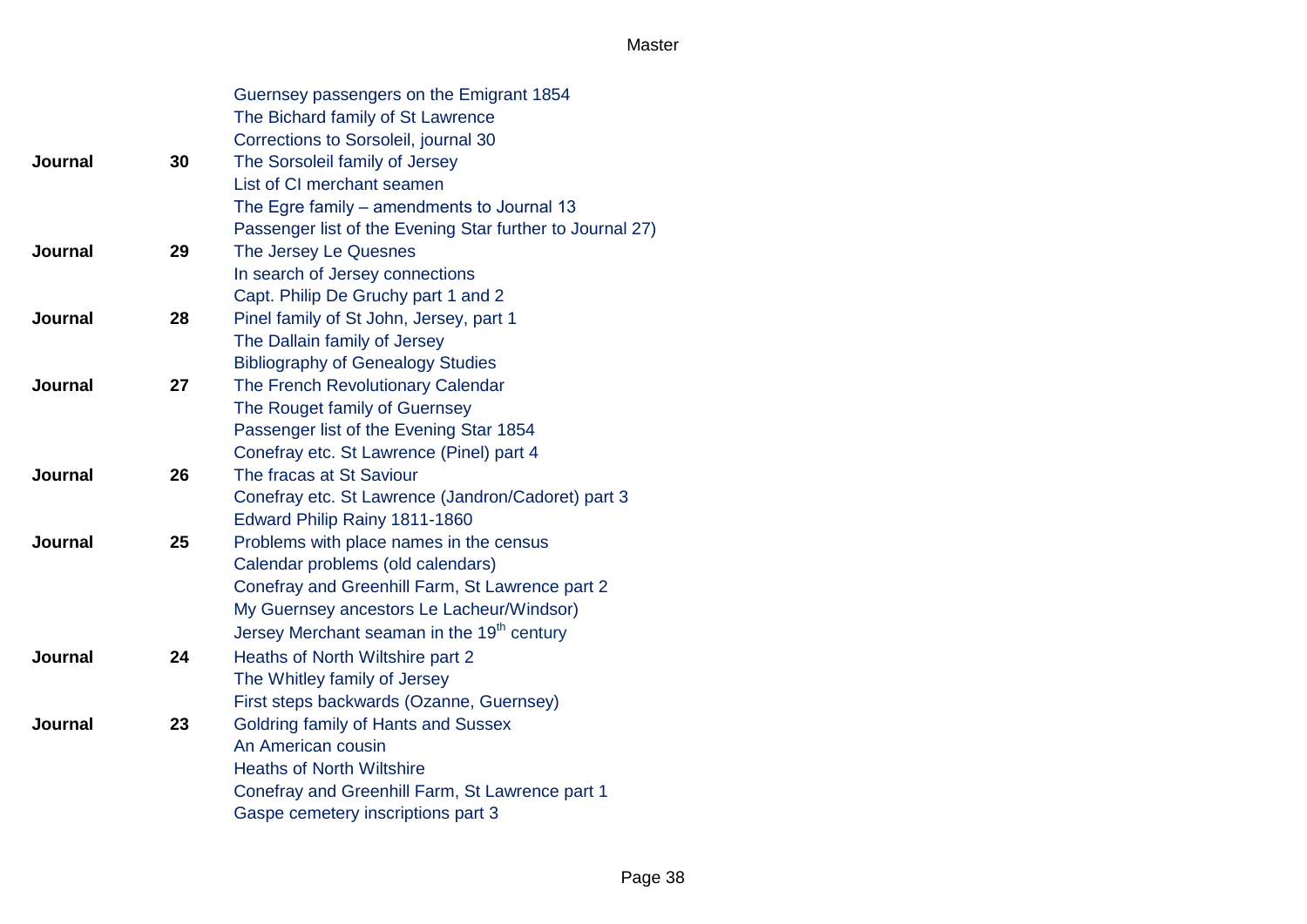| | | |
|---|---|---|
| | | Guernsey passengers on the Emigrant 1854 |
| | | The Bichard family of St Lawrence |
| | | Corrections to Sorsoleil, journal 30 |
| **Journal** | **30** | The Sorsoleil family of Jersey |
| | | List of CI merchant seamen |
| | | The Egre family – amendments to Journal 13 |
| | | Passenger list of the Evening Star further to Journal 27) |
| **Journal** | **29** | The Jersey Le Quesnes |
| | | In search of Jersey connections |
| | | Capt. Philip De Gruchy part 1 and 2 |
| **Journal** | **28** | Pinel family of St John, Jersey, part 1 |
| | | The Dallain family of Jersey |
| | | Bibliography of Genealogy Studies |
| **Journal** | **27** | The French Revolutionary Calendar |
| | | The Rouget family of Guernsey |
| | | Passenger list of the Evening Star 1854 |
| | | Conefray etc. St Lawrence (Pinel) part 4 |
| **Journal** | **26** | The fracas at St Saviour |
| | | Conefray etc. St Lawrence (Jandron/Cadoret) part 3 |
| | | Edward Philip Rainy 1811-1860 |
| **Journal** | **25** | Problems with place names in the census |
| | | Calendar problems (old calendars) |
| | | Conefray and Greenhill Farm, St Lawrence part 2 |
| | | My Guernsey ancestors Le Lacheur/Windsor) |
| | | Jersey Merchant seaman in the 19th century |
| **Journal** | **24** | Heaths of North Wiltshire part 2 |
| | | The Whitley family of Jersey |
| | | First steps backwards (Ozanne, Guernsey) |
| **Journal** | **23** | Goldring family of Hants and Sussex |
| | | An American cousin |
| | | Heaths of North Wiltshire |
| | | Conefray and Greenhill Farm, St Lawrence part 1 |
| | | Gaspe cemetery inscriptions part 3 |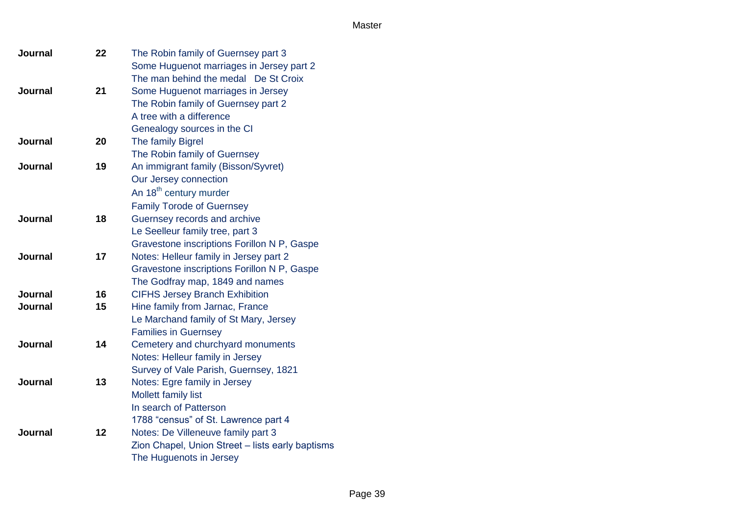| | | |
|---|---|---|
| **Journal** | **22** | The Robin family of Guernsey part 3 |
| | | Some Huguenot marriages in Jersey part 2 |
| | | The man behind the medal   De St Croix |
| **Journal** | **21** | Some Huguenot marriages in Jersey |
| | | The Robin family of Guernsey part 2 |
| | | A tree with a difference |
| | | Genealogy sources in the CI |
| **Journal** | **20** | The family Bigrel |
| | | The Robin family of Guernsey |
| **Journal** | **19** | An immigrant family (Bisson/Syvret) |
| | | Our Jersey connection |
| | | An 18th century murder |
| | | Family Torode of Guernsey |
| **Journal** | **18** | Guernsey records and archive |
| | | Le Seelleur family tree, part 3 |
| | | Gravestone inscriptions Forillon N P, Gaspe |
| **Journal** | **17** | Notes: Helleur family in Jersey part 2 |
| | | Gravestone inscriptions Forillon N P, Gaspe |
| | | The Godfray map, 1849 and names |
| **Journal** | **16** | CIFHS Jersey Branch Exhibition |
| **Journal** | **15** | Hine family from Jarnac, France |
| | | Le Marchand family of St Mary, Jersey |
| | | Families in Guernsey |
| **Journal** | **14** | Cemetery and churchyard monuments |
| | | Notes: Helleur family in Jersey |
| | | Survey of Vale Parish, Guernsey, 1821 |
| **Journal** | **13** | Notes: Egre family in Jersey |
| | | Mollett family list |
| | | In search of Patterson |
| | | 1788 "census" of St. Lawrence part 4 |
| **Journal** | **12** | Notes: De Villeneuve family part 3 |
| | | Zion Chapel, Union Street – lists early baptisms |
| | | The Huguenots in Jersey |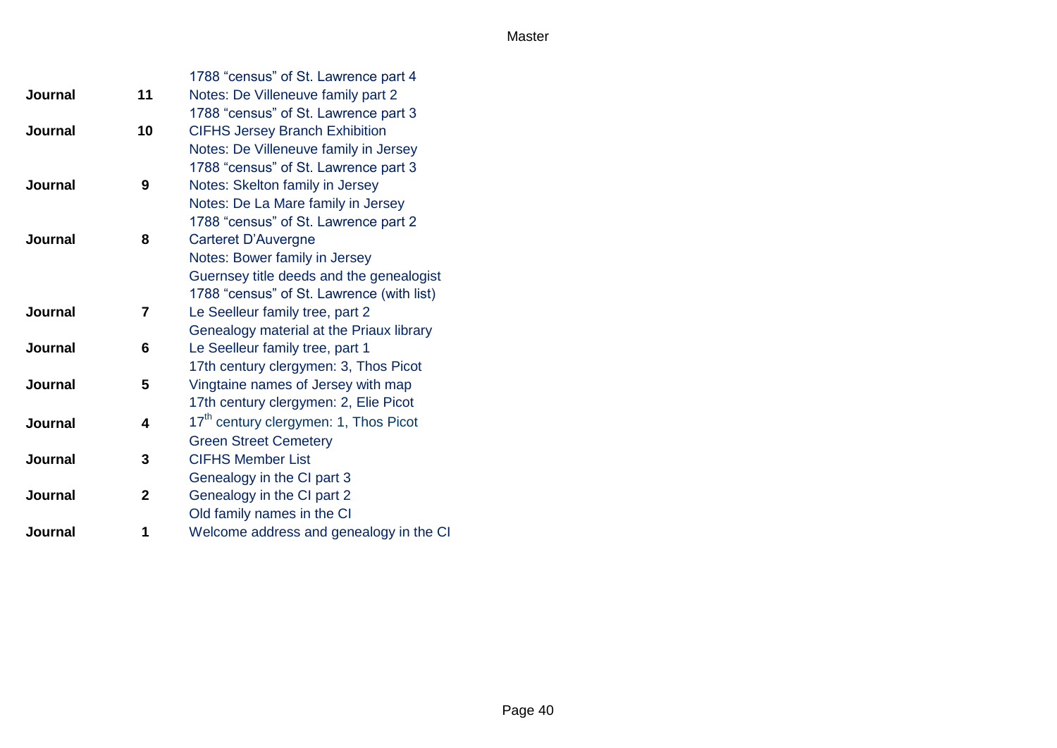| | | |
|---|---|---|
| | | 1788 “census” of St. Lawrence part 4 |
| **Journal** | **11** | Notes: De Villeneuve family part 2 |
| | | 1788 “census” of St. Lawrence part 3 |
| **Journal** | **10** | CIFHS Jersey Branch Exhibition |
| | | Notes: De Villeneuve family in Jersey |
| | | 1788 “census” of St. Lawrence part 3 |
| **Journal** | **9** | Notes: Skelton family in Jersey |
| | | Notes: De La Mare family in Jersey |
| | | 1788 “census” of St. Lawrence part 2 |
| **Journal** | **8** | Carteret D’Auvergne |
| | | Notes: Bower family in Jersey |
| | | Guernsey title deeds and the genealogist |
| | | 1788 “census” of St. Lawrence (with list) |
| **Journal** | **7** | Le Seelleur family tree, part 2 |
| | | Genealogy material at the Priaux library |
| **Journal** | **6** | Le Seelleur family tree, part 1 |
| | | 17th century clergymen: 3, Thos Picot |
| **Journal** | **5** | Vingtaine names of Jersey with map |
| | | 17th century clergymen: 2, Elie Picot |
| **Journal** | **4** | $17^{th}$ century clergymen: 1, Thos Picot |
| | | Green Street Cemetery |
| **Journal** | **3** | CIFHS Member List |
| | | Genealogy in the CI part 3 |
| **Journal** | **2** | Genealogy in the CI part 2 |
| | | Old family names in the CI |
| **Journal** | **1** | Welcome address and genealogy in the CI |